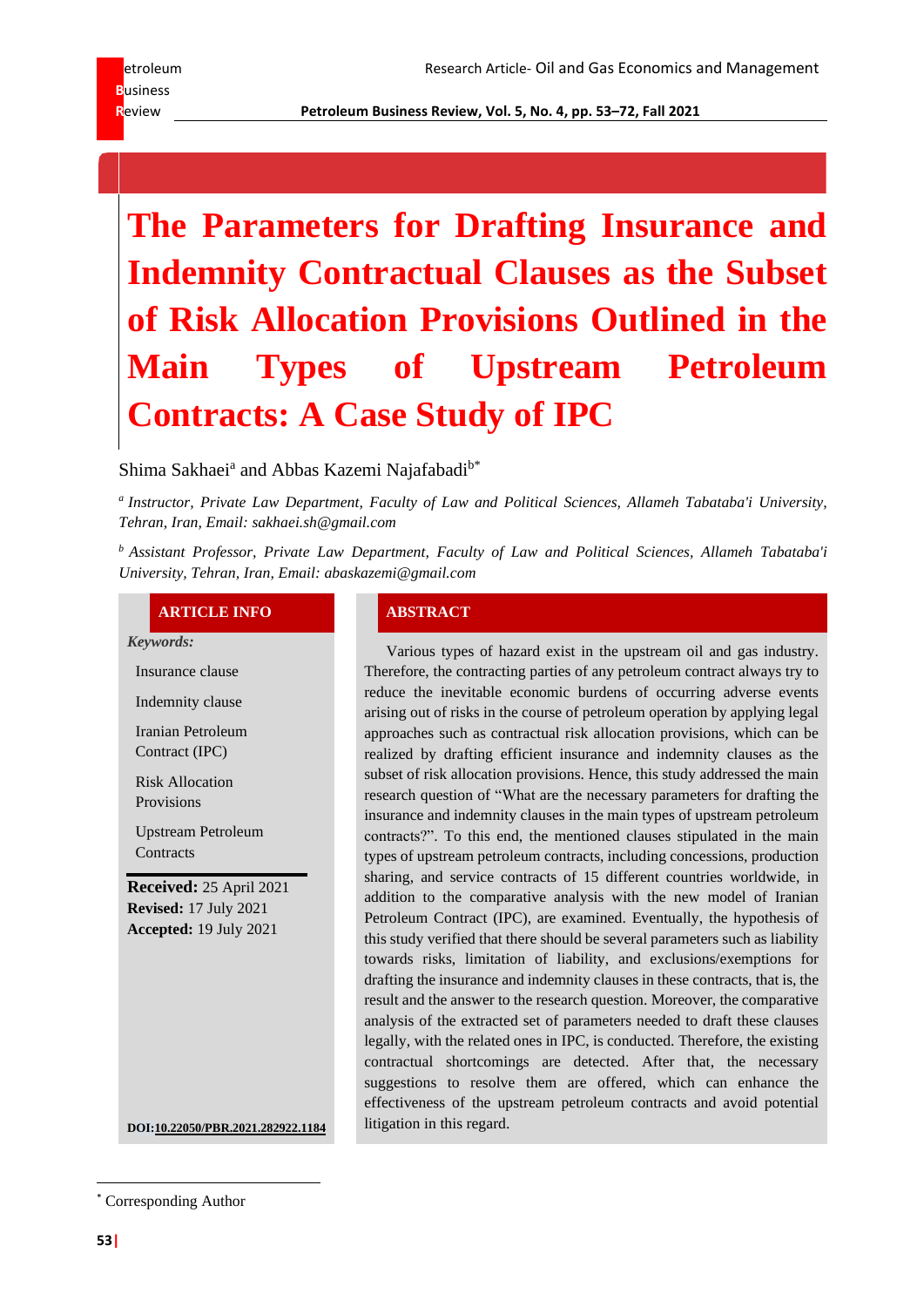# The Parameters for Drafting Insurance and Indemnity Contractual Clauses as the Subset of Risk Allocation Provisions Outlined in the Main Types of Upstream Petroleum Contracts: A Case Study of IPC

Shima Sakhaei[a] and Abbas Kazemi Najafabadi[b*]

[a] *Instructor, Private Law Department, Faculty of Law and Political Sciences, Allameh Tabataba'i University, Tehran, Iran, Email: sakhaei.sh@gmail.com*

[b] *Assistant Professor, Private Law Department, Faculty of Law and Political Sciences, Allameh Tabataba'i University, Tehran, Iran, Email: abaskazemi@gmail.com*

## ARTICLE INFO

***Keywords:***

- Insurance clause
- Indemnity clause
- Iranian Petroleum Contract (IPC)
- Risk Allocation Provisions
- Upstream Petroleum Contracts

**Received:** 25 April 2021
**Revised:** 17 July 2021
**Accepted:** 19 July 2021

**DOI:10.22050/PBR.2021.282922.1184**

## ABSTRACT

Various types of hazard exist in the upstream oil and gas industry. Therefore, the contracting parties of any petroleum contract always try to reduce the inevitable economic burdens of occurring adverse events arising out of risks in the course of petroleum operation by applying legal approaches such as contractual risk allocation provisions, which can be realized by drafting efficient insurance and indemnity clauses as the subset of risk allocation provisions. Hence, this study addressed the main research question of "What are the necessary parameters for drafting the insurance and indemnity clauses in the main types of upstream petroleum contracts?". To this end, the mentioned clauses stipulated in the main types of upstream petroleum contracts, including concessions, production sharing, and service contracts of 15 different countries worldwide, in addition to the comparative analysis with the new model of Iranian Petroleum Contract (IPC), are examined. Eventually, the hypothesis of this study verified that there should be several parameters such as liability towards risks, limitation of liability, and exclusions/exemptions for drafting the insurance and indemnity clauses in these contracts, that is, the result and the answer to the research question. Moreover, the comparative analysis of the extracted set of parameters needed to draft these clauses legally, with the related ones in IPC, is conducted. Therefore, the existing contractual shortcomings are detected. After that, the necessary suggestions to resolve them are offered, which can enhance the effectiveness of the upstream petroleum contracts and avoid potential litigation in this regard.

[*] Corresponding Author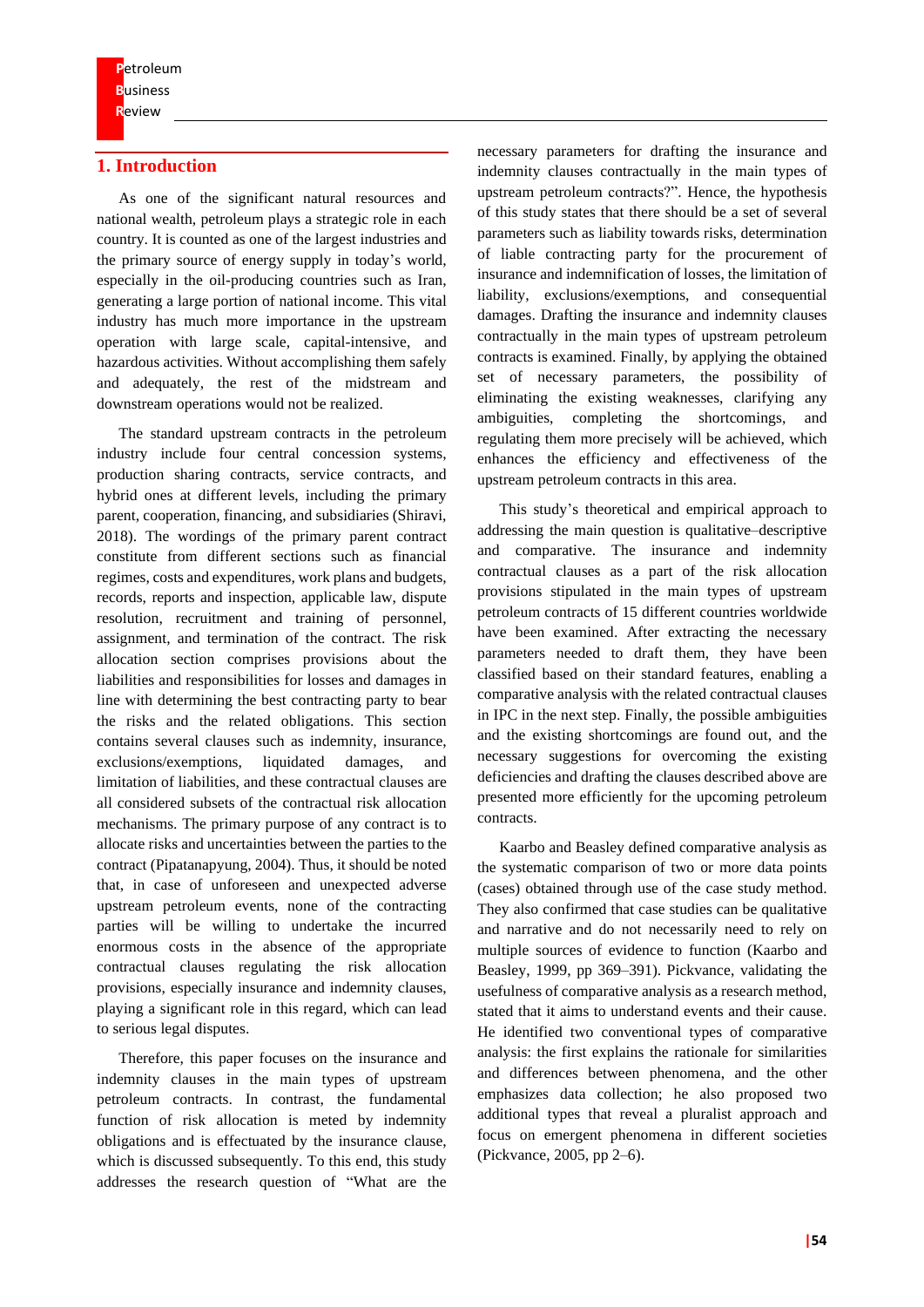## 1. Introduction

As one of the significant natural resources and national wealth, petroleum plays a strategic role in each country. It is counted as one of the largest industries and the primary source of energy supply in today's world, especially in the oil-producing countries such as Iran, generating a large portion of national income. This vital industry has much more importance in the upstream operation with large scale, capital-intensive, and hazardous activities. Without accomplishing them safely and adequately, the rest of the midstream and downstream operations would not be realized.

The standard upstream contracts in the petroleum industry include four central concession systems, production sharing contracts, service contracts, and hybrid ones at different levels, including the primary parent, cooperation, financing, and subsidiaries (Shiravi, 2018). The wordings of the primary parent contract constitute from different sections such as financial regimes, costs and expenditures, work plans and budgets, records, reports and inspection, applicable law, dispute resolution, recruitment and training of personnel, assignment, and termination of the contract. The risk allocation section comprises provisions about the liabilities and responsibilities for losses and damages in line with determining the best contracting party to bear the risks and the related obligations. This section contains several clauses such as indemnity, insurance, exclusions/exemptions, liquidated damages, and limitation of liabilities, and these contractual clauses are all considered subsets of the contractual risk allocation mechanisms. The primary purpose of any contract is to allocate risks and uncertainties between the parties to the contract (Pipatanapyung, 2004). Thus, it should be noted that, in case of unforeseen and unexpected adverse upstream petroleum events, none of the contracting parties will be willing to undertake the incurred enormous costs in the absence of the appropriate contractual clauses regulating the risk allocation provisions, especially insurance and indemnity clauses, playing a significant role in this regard, which can lead to serious legal disputes.

Therefore, this paper focuses on the insurance and indemnity clauses in the main types of upstream petroleum contracts. In contrast, the fundamental function of risk allocation is meted by indemnity obligations and is effectuated by the insurance clause, which is discussed subsequently. To this end, this study addresses the research question of "What are the necessary parameters for drafting the insurance and indemnity clauses contractually in the main types of upstream petroleum contracts?". Hence, the hypothesis of this study states that there should be a set of several parameters such as liability towards risks, determination of liable contracting party for the procurement of insurance and indemnification of losses, the limitation of liability, exclusions/exemptions, and consequential damages. Drafting the insurance and indemnity clauses contractually in the main types of upstream petroleum contracts is examined. Finally, by applying the obtained set of necessary parameters, the possibility of eliminating the existing weaknesses, clarifying any ambiguities, completing the shortcomings, and regulating them more precisely will be achieved, which enhances the efficiency and effectiveness of the upstream petroleum contracts in this area.

This study's theoretical and empirical approach to addressing the main question is qualitative–descriptive and comparative. The insurance and indemnity contractual clauses as a part of the risk allocation provisions stipulated in the main types of upstream petroleum contracts of 15 different countries worldwide have been examined. After extracting the necessary parameters needed to draft them, they have been classified based on their standard features, enabling a comparative analysis with the related contractual clauses in IPC in the next step. Finally, the possible ambiguities and the existing shortcomings are found out, and the necessary suggestions for overcoming the existing deficiencies and drafting the clauses described above are presented more efficiently for the upcoming petroleum contracts.

Kaarbo and Beasley defined comparative analysis as the systematic comparison of two or more data points (cases) obtained through use of the case study method. They also confirmed that case studies can be qualitative and narrative and do not necessarily need to rely on multiple sources of evidence to function (Kaarbo and Beasley, 1999, pp 369–391). Pickvance, validating the usefulness of comparative analysis as a research method, stated that it aims to understand events and their cause. He identified two conventional types of comparative analysis: the first explains the rationale for similarities and differences between phenomena, and the other emphasizes data collection; he also proposed two additional types that reveal a pluralist approach and focus on emergent phenomena in different societies (Pickvance, 2005, pp 2–6).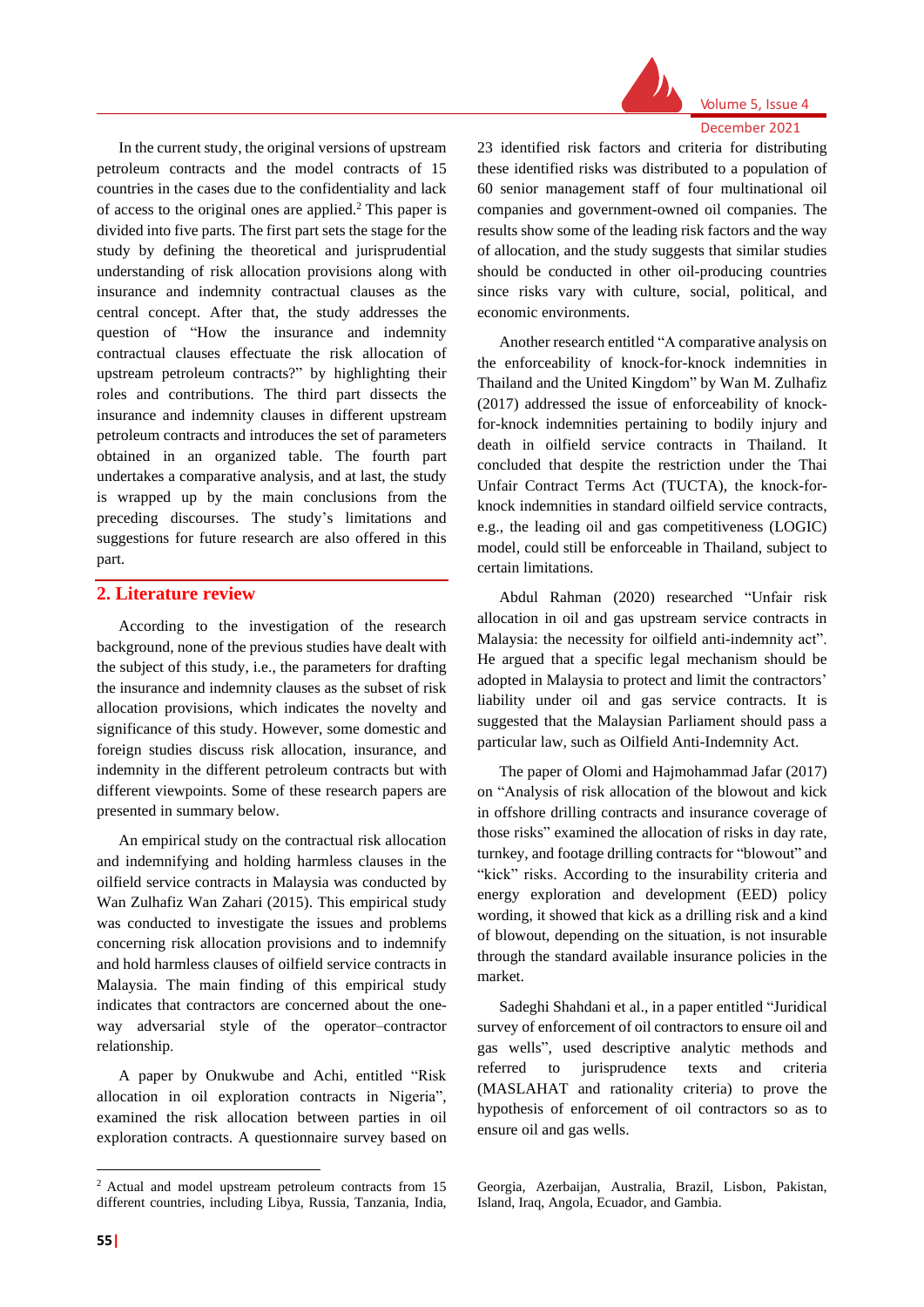In the current study, the original versions of upstream petroleum contracts and the model contracts of 15 countries in the cases due to the confidentiality and lack of access to the original ones are applied.[2] This paper is divided into five parts. The first part sets the stage for the study by defining the theoretical and jurisprudential understanding of risk allocation provisions along with insurance and indemnity contractual clauses as the central concept. After that, the study addresses the question of "How the insurance and indemnity contractual clauses effectuate the risk allocation of upstream petroleum contracts?" by highlighting their roles and contributions. The third part dissects the insurance and indemnity clauses in different upstream petroleum contracts and introduces the set of parameters obtained in an organized table. The fourth part undertakes a comparative analysis, and at last, the study is wrapped up by the main conclusions from the preceding discourses. The study's limitations and suggestions for future research are also offered in this part.

## 2. Literature review

According to the investigation of the research background, none of the previous studies have dealt with the subject of this study, i.e., the parameters for drafting the insurance and indemnity clauses as the subset of risk allocation provisions, which indicates the novelty and significance of this study. However, some domestic and foreign studies discuss risk allocation, insurance, and indemnity in the different petroleum contracts but with different viewpoints. Some of these research papers are presented in summary below.

An empirical study on the contractual risk allocation and indemnifying and holding harmless clauses in the oilfield service contracts in Malaysia was conducted by Wan Zulhafiz Wan Zahari (2015). This empirical study was conducted to investigate the issues and problems concerning risk allocation provisions and to indemnify and hold harmless clauses of oilfield service contracts in Malaysia. The main finding of this empirical study indicates that contractors are concerned about the one-way adversarial style of the operator–contractor relationship.

A paper by Onukwube and Achi, entitled "Risk allocation in oil exploration contracts in Nigeria", examined the risk allocation between parties in oil exploration contracts. A questionnaire survey based on 23 identified risk factors and criteria for distributing these identified risks was distributed to a population of 60 senior management staff of four multinational oil companies and government-owned oil companies. The results show some of the leading risk factors and the way of allocation, and the study suggests that similar studies should be conducted in other oil-producing countries since risks vary with culture, social, political, and economic environments.

Another research entitled "A comparative analysis on the enforceability of knock-for-knock indemnities in Thailand and the United Kingdom" by Wan M. Zulhafiz (2017) addressed the issue of enforceability of knock-for-knock indemnities pertaining to bodily injury and death in oilfield service contracts in Thailand. It concluded that despite the restriction under the Thai Unfair Contract Terms Act (TUCTA), the knock-for-knock indemnities in standard oilfield service contracts, e.g., the leading oil and gas competitiveness (LOGIC) model, could still be enforceable in Thailand, subject to certain limitations.

Abdul Rahman (2020) researched "Unfair risk allocation in oil and gas upstream service contracts in Malaysia: the necessity for oilfield anti-indemnity act". He argued that a specific legal mechanism should be adopted in Malaysia to protect and limit the contractors' liability under oil and gas service contracts. It is suggested that the Malaysian Parliament should pass a particular law, such as Oilfield Anti-Indemnity Act.

The paper of Olomi and Hajmohammad Jafar (2017) on "Analysis of risk allocation of the blowout and kick in offshore drilling contracts and insurance coverage of those risks" examined the allocation of risks in day rate, turnkey, and footage drilling contracts for "blowout" and "kick" risks. According to the insurability criteria and energy exploration and development (EED) policy wording, it showed that kick as a drilling risk and a kind of blowout, depending on the situation, is not insurable through the standard available insurance policies in the market.

Sadeghi Shahdani et al., in a paper entitled "Juridical survey of enforcement of oil contractors to ensure oil and gas wells", used descriptive analytic methods and referred to jurisprudence texts and criteria (MASLAHAT and rationality criteria) to prove the hypothesis of enforcement of oil contractors so as to ensure oil and gas wells.

---

[2] Actual and model upstream petroleum contracts from 15 different countries, including Libya, Russia, Tanzania, India, Georgia, Azerbaijan, Australia, Brazil, Lisbon, Pakistan, Island, Iraq, Angola, Ecuador, and Gambia.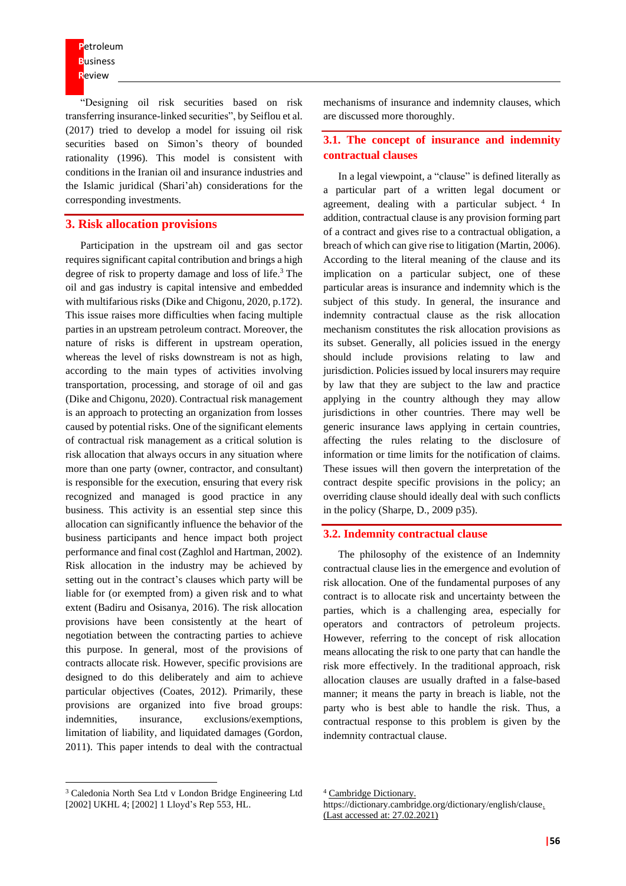"Designing oil risk securities based on risk transferring insurance-linked securities", by Seiflou et al. (2017) tried to develop a model for issuing oil risk securities based on Simon's theory of bounded rationality (1996). This model is consistent with conditions in the Iranian oil and insurance industries and the Islamic juridical (Shari'ah) considerations for the corresponding investments.

## 3. Risk allocation provisions

Participation in the upstream oil and gas sector requires significant capital contribution and brings a high degree of risk to property damage and loss of life.[3] The oil and gas industry is capital intensive and embedded with multifarious risks (Dike and Chigonu, 2020, p.172). This issue raises more difficulties when facing multiple parties in an upstream petroleum contract. Moreover, the nature of risks is different in upstream operation, whereas the level of risks downstream is not as high, according to the main types of activities involving transportation, processing, and storage of oil and gas (Dike and Chigonu, 2020). Contractual risk management is an approach to protecting an organization from losses caused by potential risks. One of the significant elements of contractual risk management as a critical solution is risk allocation that always occurs in any situation where more than one party (owner, contractor, and consultant) is responsible for the execution, ensuring that every risk recognized and managed is good practice in any business. This activity is an essential step since this allocation can significantly influence the behavior of the business participants and hence impact both project performance and final cost (Zaghlol and Hartman, 2002). Risk allocation in the industry may be achieved by setting out in the contract's clauses which party will be liable for (or exempted from) a given risk and to what extent (Badiru and Osisanya, 2016). The risk allocation provisions have been consistently at the heart of negotiation between the contracting parties to achieve this purpose. In general, most of the provisions of contracts allocate risk. However, specific provisions are designed to do this deliberately and aim to achieve particular objectives (Coates, 2012). Primarily, these provisions are organized into five broad groups: indemnities, insurance, exclusions/exemptions, limitation of liability, and liquidated damages (Gordon, 2011). This paper intends to deal with the contractual mechanisms of insurance and indemnity clauses, which are discussed more thoroughly.

### 3.1. The concept of insurance and indemnity contractual clauses

In a legal viewpoint, a "clause" is defined literally as a particular part of a written legal document or agreement, dealing with a particular subject.[4] In addition, contractual clause is any provision forming part of a contract and gives rise to a contractual obligation, a breach of which can give rise to litigation (Martin, 2006). According to the literal meaning of the clause and its implication on a particular subject, one of these particular areas is insurance and indemnity which is the subject of this study. In general, the insurance and indemnity contractual clause as the risk allocation mechanism constitutes the risk allocation provisions as its subset. Generally, all policies issued in the energy should include provisions relating to law and jurisdiction. Policies issued by local insurers may require by law that they are subject to the law and practice applying in the country although they may allow jurisdictions in other countries. There may well be generic insurance laws applying in certain countries, affecting the rules relating to the disclosure of information or time limits for the notification of claims. These issues will then govern the interpretation of the contract despite specific provisions in the policy; an overriding clause should ideally deal with such conflicts in the policy (Sharpe, D., 2009 p35).

### 3.2. Indemnity contractual clause

The philosophy of the existence of an Indemnity contractual clause lies in the emergence and evolution of risk allocation. One of the fundamental purposes of any contract is to allocate risk and uncertainty between the parties, which is a challenging area, especially for operators and contractors of petroleum projects. However, referring to the concept of risk allocation means allocating the risk to one party that can handle the risk more effectively. In the traditional approach, risk allocation clauses are usually drafted in a false-based manner; it means the party in breach is liable, not the party who is best able to handle the risk. Thus, a contractual response to this problem is given by the indemnity contractual clause.

---

[3] Caledonia North Sea Ltd v London Bridge Engineering Ltd [2002] UKHL 4; [2002] 1 Lloyd's Rep 553, HL.

[4] Cambridge Dictionary. https://dictionary.cambridge.org/dictionary/english/clause. (Last accessed at: 27.02.2021)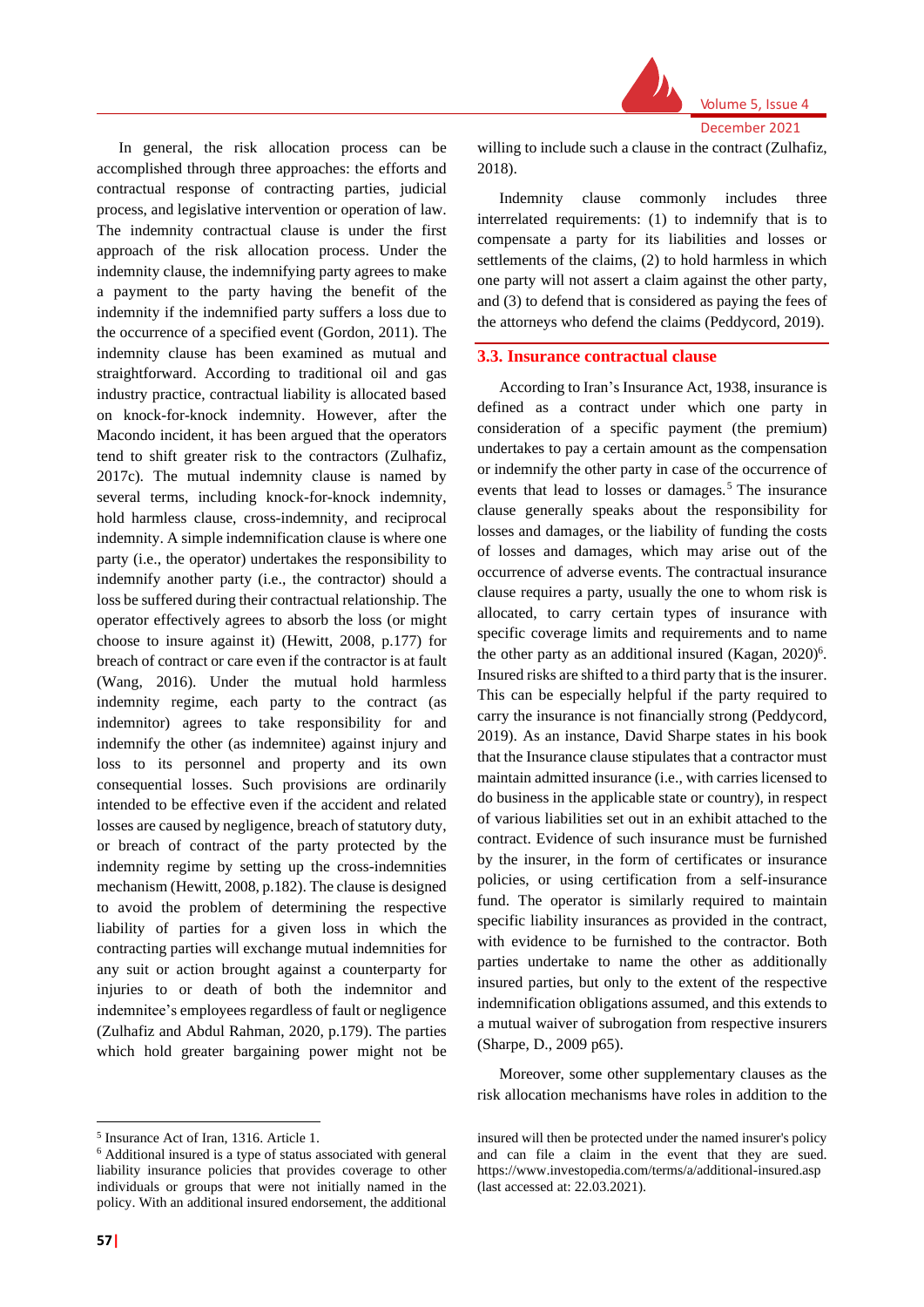In general, the risk allocation process can be accomplished through three approaches: the efforts and contractual response of contracting parties, judicial process, and legislative intervention or operation of law. The indemnity contractual clause is under the first approach of the risk allocation process. Under the indemnity clause, the indemnifying party agrees to make a payment to the party having the benefit of the indemnity if the indemnified party suffers a loss due to the occurrence of a specified event (Gordon, 2011). The indemnity clause has been examined as mutual and straightforward. According to traditional oil and gas industry practice, contractual liability is allocated based on knock-for-knock indemnity. However, after the Macondo incident, it has been argued that the operators tend to shift greater risk to the contractors (Zulhafiz, 2017c). The mutual indemnity clause is named by several terms, including knock-for-knock indemnity, hold harmless clause, cross-indemnity, and reciprocal indemnity. A simple indemnification clause is where one party (i.e., the operator) undertakes the responsibility to indemnify another party (i.e., the contractor) should a loss be suffered during their contractual relationship. The operator effectively agrees to absorb the loss (or might choose to insure against it) (Hewitt, 2008, p.177) for breach of contract or care even if the contractor is at fault (Wang, 2016). Under the mutual hold harmless indemnity regime, each party to the contract (as indemnitor) agrees to take responsibility for and indemnify the other (as indemnitee) against injury and loss to its personnel and property and its own consequential losses. Such provisions are ordinarily intended to be effective even if the accident and related losses are caused by negligence, breach of statutory duty, or breach of contract of the party protected by the indemnity regime by setting up the cross-indemnities mechanism (Hewitt, 2008, p.182). The clause is designed to avoid the problem of determining the respective liability of parties for a given loss in which the contracting parties will exchange mutual indemnities for any suit or action brought against a counterparty for injuries to or death of both the indemnitor and indemnitee's employees regardless of fault or negligence (Zulhafiz and Abdul Rahman, 2020, p.179). The parties which hold greater bargaining power might not be willing to include such a clause in the contract (Zulhafiz, 2018).

Indemnity clause commonly includes three interrelated requirements: (1) to indemnify that is to compensate a party for its liabilities and losses or settlements of the claims, (2) to hold harmless in which one party will not assert a claim against the other party, and (3) to defend that is considered as paying the fees of the attorneys who defend the claims (Peddycord, 2019).

### 3.3. Insurance contractual clause

According to Iran's Insurance Act, 1938, insurance is defined as a contract under which one party in consideration of a specific payment (the premium) undertakes to pay a certain amount as the compensation or indemnify the other party in case of the occurrence of events that lead to losses or damages.[5] The insurance clause generally speaks about the responsibility for losses and damages, or the liability of funding the costs of losses and damages, which may arise out of the occurrence of adverse events. The contractual insurance clause requires a party, usually the one to whom risk is allocated, to carry certain types of insurance with specific coverage limits and requirements and to name the other party as an additional insured (Kagan, 2020)[6]. Insured risks are shifted to a third party that is the insurer. This can be especially helpful if the party required to carry the insurance is not financially strong (Peddycord, 2019). As an instance, David Sharpe states in his book that the Insurance clause stipulates that a contractor must maintain admitted insurance (i.e., with carries licensed to do business in the applicable state or country), in respect of various liabilities set out in an exhibit attached to the contract. Evidence of such insurance must be furnished by the insurer, in the form of certificates or insurance policies, or using certification from a self-insurance fund. The operator is similarly required to maintain specific liability insurances as provided in the contract, with evidence to be furnished to the contractor. Both parties undertake to name the other as additionally insured parties, but only to the extent of the respective indemnification obligations assumed, and this extends to a mutual waiver of subrogation from respective insurers (Sharpe, D., 2009 p65).

Moreover, some other supplementary clauses as the risk allocation mechanisms have roles in addition to the

---

[5] Insurance Act of Iran, 1316. Article 1.

[6] Additional insured is a type of status associated with general liability insurance policies that provides coverage to other individuals or groups that were not initially named in the policy. With an additional insured endorsement, the additional insured will then be protected under the named insurer's policy and can file a claim in the event that they are sued. https://www.investopedia.com/terms/a/additional-insured.asp (last accessed at: 22.03.2021).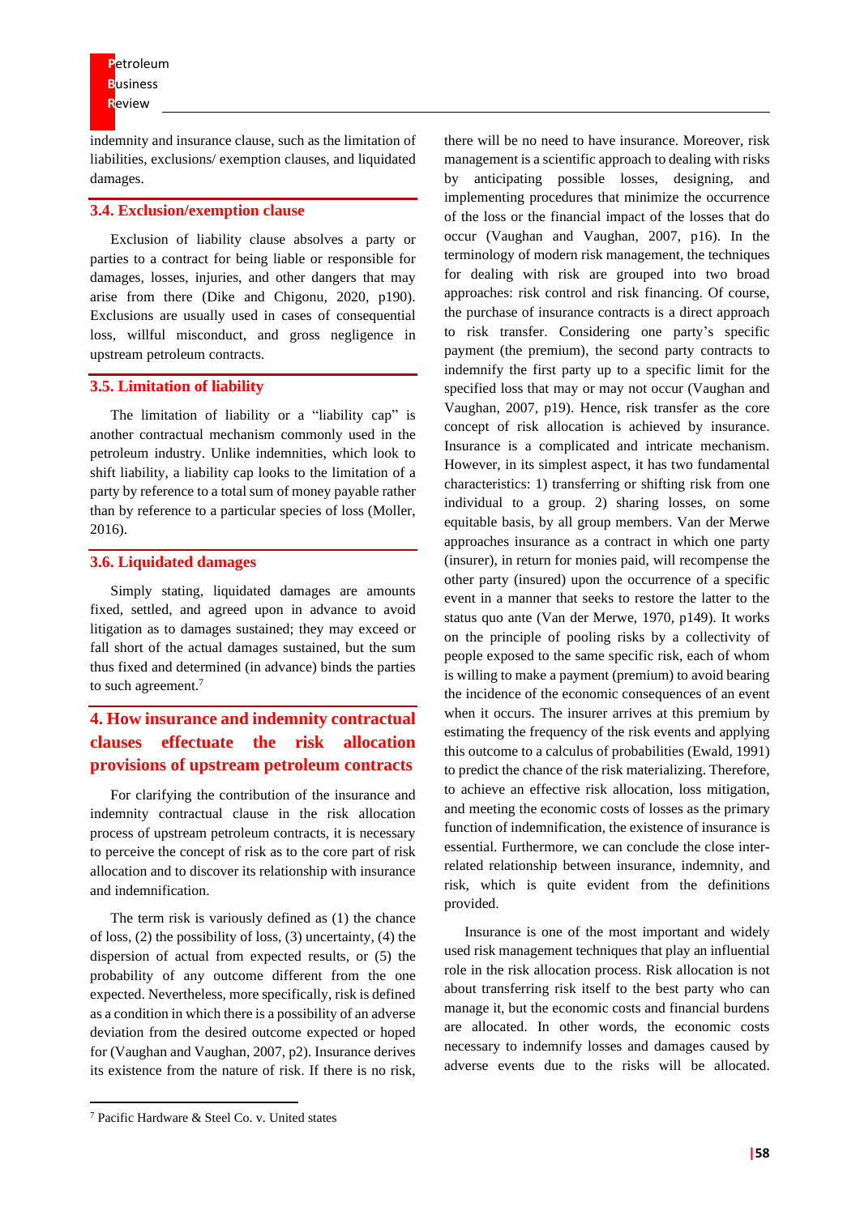indemnity and insurance clause, such as the limitation of liabilities, exclusions/ exemption clauses, and liquidated damages.

### 3.4. Exclusion/exemption clause

Exclusion of liability clause absolves a party or parties to a contract for being liable or responsible for damages, losses, injuries, and other dangers that may arise from there (Dike and Chigonu, 2020, p190). Exclusions are usually used in cases of consequential loss, willful misconduct, and gross negligence in upstream petroleum contracts.

### 3.5. Limitation of liability

The limitation of liability or a "liability cap" is another contractual mechanism commonly used in the petroleum industry. Unlike indemnities, which look to shift liability, a liability cap looks to the limitation of a party by reference to a total sum of money payable rather than by reference to a particular species of loss (Moller, 2016).

### 3.6. Liquidated damages

Simply stating, liquidated damages are amounts fixed, settled, and agreed upon in advance to avoid litigation as to damages sustained; they may exceed or fall short of the actual damages sustained, but the sum thus fixed and determined (in advance) binds the parties to such agreement.[7]

## 4. How insurance and indemnity contractual clauses effectuate the risk allocation provisions of upstream petroleum contracts

For clarifying the contribution of the insurance and indemnity contractual clause in the risk allocation process of upstream petroleum contracts, it is necessary to perceive the concept of risk as to the core part of risk allocation and to discover its relationship with insurance and indemnification.

The term risk is variously defined as (1) the chance of loss, (2) the possibility of loss, (3) uncertainty, (4) the dispersion of actual from expected results, or (5) the probability of any outcome different from the one expected. Nevertheless, more specifically, risk is defined as a condition in which there is a possibility of an adverse deviation from the desired outcome expected or hoped for (Vaughan and Vaughan, 2007, p2). Insurance derives its existence from the nature of risk. If there is no risk, there will be no need to have insurance. Moreover, risk management is a scientific approach to dealing with risks by anticipating possible losses, designing, and implementing procedures that minimize the occurrence of the loss or the financial impact of the losses that do occur (Vaughan and Vaughan, 2007, p16). In the terminology of modern risk management, the techniques for dealing with risk are grouped into two broad approaches: risk control and risk financing. Of course, the purchase of insurance contracts is a direct approach to risk transfer. Considering one party's specific payment (the premium), the second party contracts to indemnify the first party up to a specific limit for the specified loss that may or may not occur (Vaughan and Vaughan, 2007, p19). Hence, risk transfer as the core concept of risk allocation is achieved by insurance. Insurance is a complicated and intricate mechanism. However, in its simplest aspect, it has two fundamental characteristics: 1) transferring or shifting risk from one individual to a group. 2) sharing losses, on some equitable basis, by all group members. Van der Merwe approaches insurance as a contract in which one party (insurer), in return for monies paid, will recompense the other party (insured) upon the occurrence of a specific event in a manner that seeks to restore the latter to the status quo ante (Van der Merwe, 1970, p149). It works on the principle of pooling risks by a collectivity of people exposed to the same specific risk, each of whom is willing to make a payment (premium) to avoid bearing the incidence of the economic consequences of an event when it occurs. The insurer arrives at this premium by estimating the frequency of the risk events and applying this outcome to a calculus of probabilities (Ewald, 1991) to predict the chance of the risk materializing. Therefore, to achieve an effective risk allocation, loss mitigation, and meeting the economic costs of losses as the primary function of indemnification, the existence of insurance is essential. Furthermore, we can conclude the close inter-related relationship between insurance, indemnity, and risk, which is quite evident from the definitions provided.

Insurance is one of the most important and widely used risk management techniques that play an influential role in the risk allocation process. Risk allocation is not about transferring risk itself to the best party who can manage it, but the economic costs and financial burdens are allocated. In other words, the economic costs necessary to indemnify losses and damages caused by adverse events due to the risks will be allocated.

[7] Pacific Hardware & Steel Co. v. United states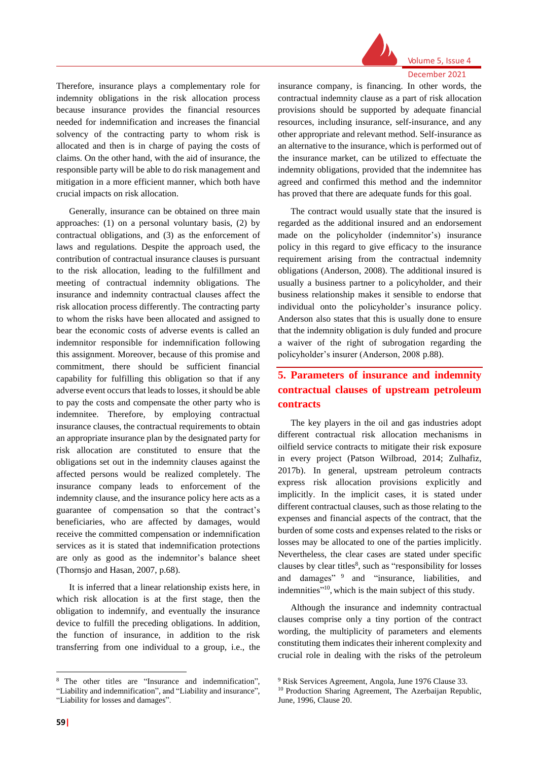Therefore, insurance plays a complementary role for indemnity obligations in the risk allocation process because insurance provides the financial resources needed for indemnification and increases the financial solvency of the contracting party to whom risk is allocated and then is in charge of paying the costs of claims. On the other hand, with the aid of insurance, the responsible party will be able to do risk management and mitigation in a more efficient manner, which both have crucial impacts on risk allocation.

Generally, insurance can be obtained on three main approaches: (1) on a personal voluntary basis, (2) by contractual obligations, and (3) as the enforcement of laws and regulations. Despite the approach used, the contribution of contractual insurance clauses is pursuant to the risk allocation, leading to the fulfillment and meeting of contractual indemnity obligations. The insurance and indemnity contractual clauses affect the risk allocation process differently. The contracting party to whom the risks have been allocated and assigned to bear the economic costs of adverse events is called an indemnitor responsible for indemnification following this assignment. Moreover, because of this promise and commitment, there should be sufficient financial capability for fulfilling this obligation so that if any adverse event occurs that leads to losses, it should be able to pay the costs and compensate the other party who is indemnitee. Therefore, by employing contractual insurance clauses, the contractual requirements to obtain an appropriate insurance plan by the designated party for risk allocation are constituted to ensure that the obligations set out in the indemnity clauses against the affected persons would be realized completely. The insurance company leads to enforcement of the indemnity clause, and the insurance policy here acts as a guarantee of compensation so that the contract's beneficiaries, who are affected by damages, would receive the committed compensation or indemnification services as it is stated that indemnification protections are only as good as the indemnitor's balance sheet (Thornsjo and Hasan, 2007, p.68).

It is inferred that a linear relationship exists here, in which risk allocation is at the first stage, then the obligation to indemnify, and eventually the insurance device to fulfill the preceding obligations. In addition, the function of insurance, in addition to the risk transferring from one individual to a group, i.e., the insurance company, is financing. In other words, the contractual indemnity clause as a part of risk allocation provisions should be supported by adequate financial resources, including insurance, self-insurance, and any other appropriate and relevant method. Self-insurance as an alternative to the insurance, which is performed out of the insurance market, can be utilized to effectuate the indemnity obligations, provided that the indemnitee has agreed and confirmed this method and the indemnitor has proved that there are adequate funds for this goal.

The contract would usually state that the insured is regarded as the additional insured and an endorsement made on the policyholder (indemnitor's) insurance policy in this regard to give efficacy to the insurance requirement arising from the contractual indemnity obligations (Anderson, 2008). The additional insured is usually a business partner to a policyholder, and their business relationship makes it sensible to endorse that individual onto the policyholder's insurance policy. Anderson also states that this is usually done to ensure that the indemnity obligation is duly funded and procure a waiver of the right of subrogation regarding the policyholder's insurer (Anderson, 2008 p.88).

## 5. Parameters of insurance and indemnity contractual clauses of upstream petroleum contracts

The key players in the oil and gas industries adopt different contractual risk allocation mechanisms in oilfield service contracts to mitigate their risk exposure in every project (Patson Wilbroad, 2014; Zulhafiz, 2017b). In general, upstream petroleum contracts express risk allocation provisions explicitly and implicitly. In the implicit cases, it is stated under different contractual clauses, such as those relating to the expenses and financial aspects of the contract, that the burden of some costs and expenses related to the risks or losses may be allocated to one of the parties implicitly. Nevertheless, the clear cases are stated under specific clauses by clear titles[8], such as "responsibility for losses and damages" [9] and "insurance, liabilities, and indemnities"[10], which is the main subject of this study.

Although the insurance and indemnity contractual clauses comprise only a tiny portion of the contract wording, the multiplicity of parameters and elements constituting them indicates their inherent complexity and crucial role in dealing with the risks of the petroleum

[8] The other titles are "Insurance and indemnification", "Liability and indemnification", and "Liability and insurance", "Liability for losses and damages".

[9] Risk Services Agreement, Angola, June 1976 Clause 33.

[10] Production Sharing Agreement, The Azerbaijan Republic, June, 1996, Clause 20.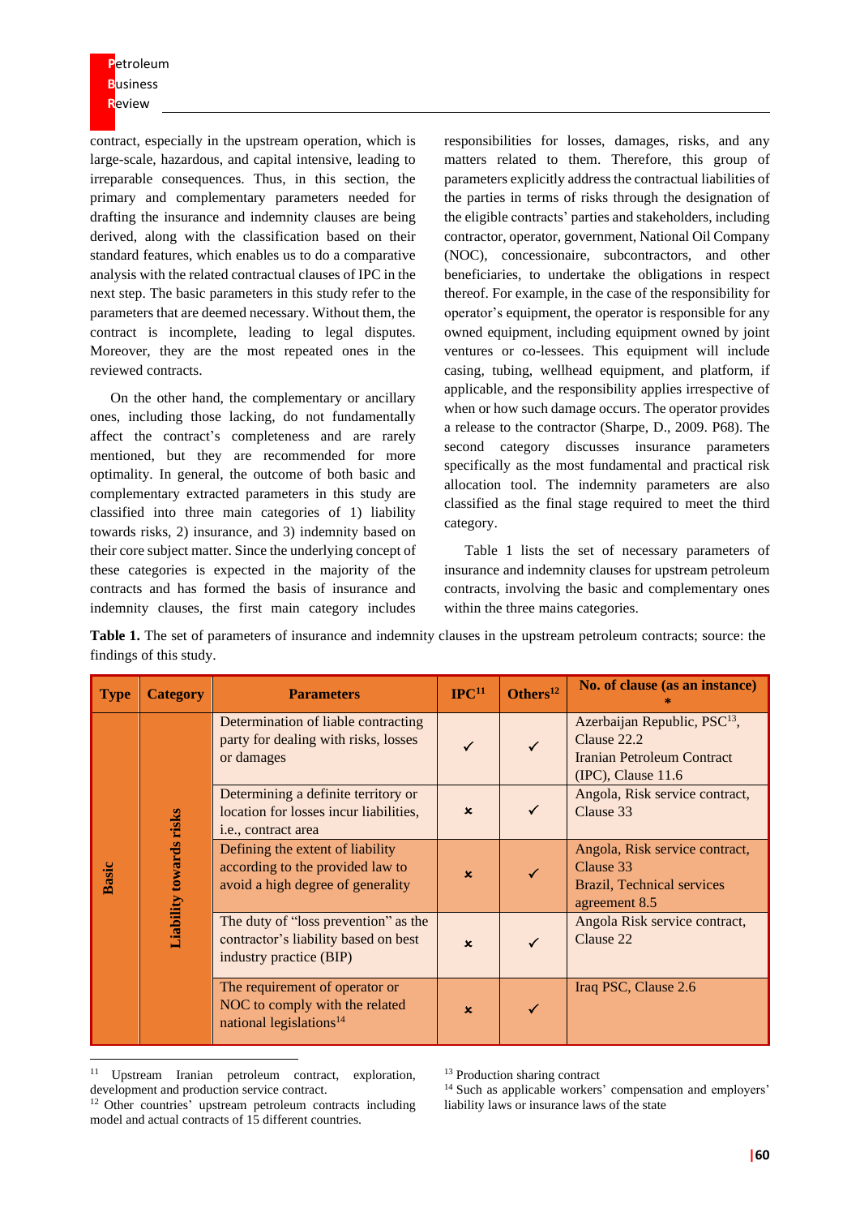contract, especially in the upstream operation, which is large-scale, hazardous, and capital intensive, leading to irreparable consequences. Thus, in this section, the primary and complementary parameters needed for drafting the insurance and indemnity clauses are being derived, along with the classification based on their standard features, which enables us to do a comparative analysis with the related contractual clauses of IPC in the next step. The basic parameters in this study refer to the parameters that are deemed necessary. Without them, the contract is incomplete, leading to legal disputes. Moreover, they are the most repeated ones in the reviewed contracts.

On the other hand, the complementary or ancillary ones, including those lacking, do not fundamentally affect the contract's completeness and are rarely mentioned, but they are recommended for more optimality. In general, the outcome of both basic and complementary extracted parameters in this study are classified into three main categories of 1) liability towards risks, 2) insurance, and 3) indemnity based on their core subject matter. Since the underlying concept of these categories is expected in the majority of the contracts and has formed the basis of insurance and indemnity clauses, the first main category includes responsibilities for losses, damages, risks, and any matters related to them. Therefore, this group of parameters explicitly address the contractual liabilities of the parties in terms of risks through the designation of the eligible contracts' parties and stakeholders, including contractor, operator, government, National Oil Company (NOC), concessionaire, subcontractors, and other beneficiaries, to undertake the obligations in respect thereof. For example, in the case of the responsibility for operator's equipment, the operator is responsible for any owned equipment, including equipment owned by joint ventures or co-lessees. This equipment will include casing, tubing, wellhead equipment, and platform, if applicable, and the responsibility applies irrespective of when or how such damage occurs. The operator provides a release to the contractor (Sharpe, D., 2009. P68). The second category discusses insurance parameters specifically as the most fundamental and practical risk allocation tool. The indemnity parameters are also classified as the final stage required to meet the third category.

Table 1 lists the set of necessary parameters of insurance and indemnity clauses for upstream petroleum contracts, involving the basic and complementary ones within the three mains categories.

**Table 1.** The set of parameters of insurance and indemnity clauses in the upstream petroleum contracts; source: the findings of this study.

| Type | Category | Parameters | IPC[11] | Others[12] | No. of clause (as an instance) * |
|---|---|---|---|---|---|
| Basic | Liability towards risks | Determination of liable contracting party for dealing with risks, losses or damages | ✓ | ✓ | Azerbaijan Republic, PSC[13], Clause 22.2 Iranian Petroleum Contract (IPC), Clause 11.6 |
| | | Determining a definite territory or location for losses incur liabilities, i.e., contract area | × | ✓ | Angola, Risk service contract, Clause 33 |
| | | Defining the extent of liability according to the provided law to avoid a high degree of generality | × | ✓ | Angola, Risk service contract, Clause 33 Brazil, Technical services agreement 8.5 |
| | | The duty of "loss prevention" as the contractor's liability based on best industry practice (BIP) | × | ✓ | Angola Risk service contract, Clause 22 |
| | | The requirement of operator or NOC to comply with the related national legislations[14] | × | ✓ | Iraq PSC, Clause 2.6 |

[11] Upstream Iranian petroleum contract, exploration, development and production service contract.

[12] Other countries' upstream petroleum contracts including model and actual contracts of 15 different countries.

[13] Production sharing contract

[14] Such as applicable workers' compensation and employers' liability laws or insurance laws of the state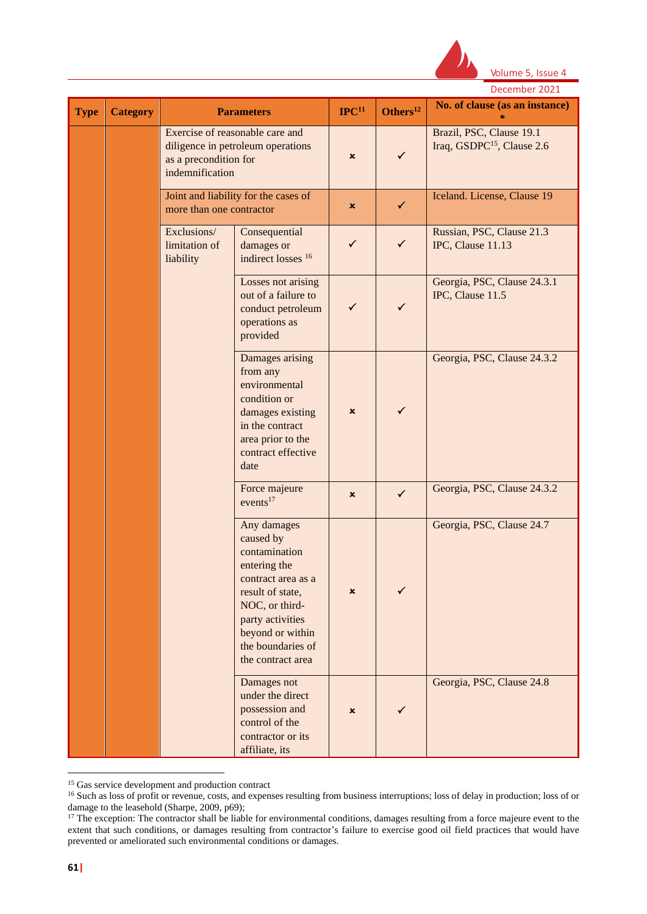| Type | Category | Parameters | | IPC[11] | Others[12] | No. of clause (as an instance) * |
|---|---|---|---|---|---|---|
| | | Exercise of reasonable care and diligence in petroleum operations as a precondition for indemnification | | × | ✓ | Brazil, PSC, Clause 19.1<br>Iraq, GSDPC[15], Clause 2.6 |
| | | Joint and liability for the cases of more than one contractor | | × | ✓ | Iceland. License, Clause 19 |
| | | Exclusions/ limitation of liability | Consequential damages or indirect losses [16] | ✓ | ✓ | Russian, PSC, Clause 21.3<br>IPC, Clause 11.13 |
| | | | Losses not arising out of a failure to conduct petroleum operations as provided | ✓ | ✓ | Georgia, PSC, Clause 24.3.1<br>IPC, Clause 11.5 |
| | | | Damages arising from any environmental condition or damages existing in the contract area prior to the contract effective date | × | ✓ | Georgia, PSC, Clause 24.3.2 |
| | | | Force majeure events[17] | × | ✓ | Georgia, PSC, Clause 24.3.2 |
| | | | Any damages caused by contamination entering the contract area as a result of state, NOC, or third-party activities beyond or within the boundaries of the contract area | × | ✓ | Georgia, PSC, Clause 24.7 |
| | | | Damages not under the direct possession and control of the contractor or its affiliate, its | × | ✓ | Georgia, PSC, Clause 24.8 |

[15] Gas service development and production contract

[16] Such as loss of profit or revenue, costs, and expenses resulting from business interruptions; loss of delay in production; loss of or damage to the leasehold (Sharpe, 2009, p69);

[17] The exception: The contractor shall be liable for environmental conditions, damages resulting from a force majeure event to the extent that such conditions, or damages resulting from contractor's failure to exercise good oil field practices that would have prevented or ameliorated such environmental conditions or damages.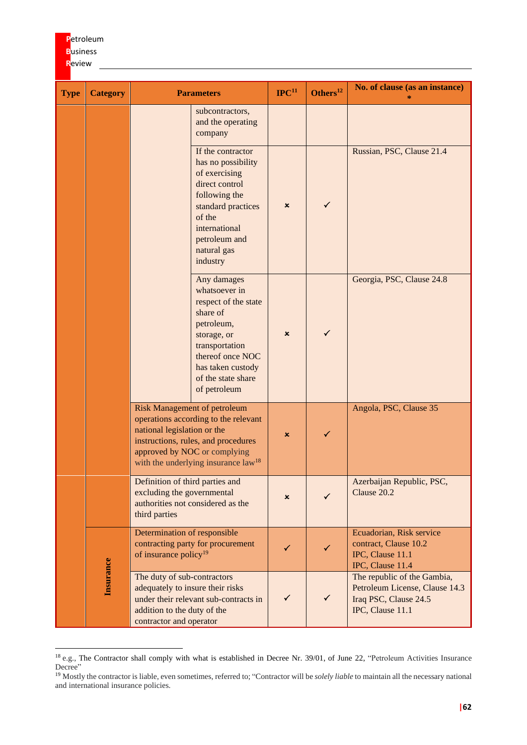| Type | Category | Parameters | | IPC[11] | Others[12] | No. of clause (as an instance) * |
|---|---|---|---|---|---|---|
| | | | subcontractors, and the operating company | | | |
| | | | If the contractor has no possibility of exercising direct control following the standard practices of the international petroleum and natural gas industry | × | ✓ | Russian, PSC, Clause 21.4 |
| | | | Any damages whatsoever in respect of the state share of petroleum, storage, or transportation thereof once NOC has taken custody of the state share of petroleum | × | ✓ | Georgia, PSC, Clause 24.8 |
| | | Risk Management of petroleum operations according to the relevant national legislation or the instructions, rules, and procedures approved by NOC or complying with the underlying insurance law[18] | | × | ✓ | Angola, PSC, Clause 35 |
| | | Definition of third parties and excluding the governmental authorities not considered as the third parties | | × | ✓ | Azerbaijan Republic, PSC, Clause 20.2 |
| | Insurance | Determination of responsible contracting party for procurement of insurance policy[19] | | ✓ | ✓ | Ecuadorian, Risk service contract, Clause 10.2<br>IPC, Clause 11.1<br>IPC, Clause 11.4 |
| | | The duty of sub-contractors adequately to insure their risks under their relevant sub-contracts in addition to the duty of the contractor and operator | | ✓ | ✓ | The republic of the Gambia, Petroleum License, Clause 14.3<br>Iraq PSC, Clause 24.5<br>IPC, Clause 11.1 |

[18] e.g., The Contractor shall comply with what is established in Decree Nr. 39/01, of June 22, "Petroleum Activities Insurance Decree"

[19] Mostly the contractor is liable, even sometimes, referred to; "Contractor will be *solely liable* to maintain all the necessary national and international insurance policies.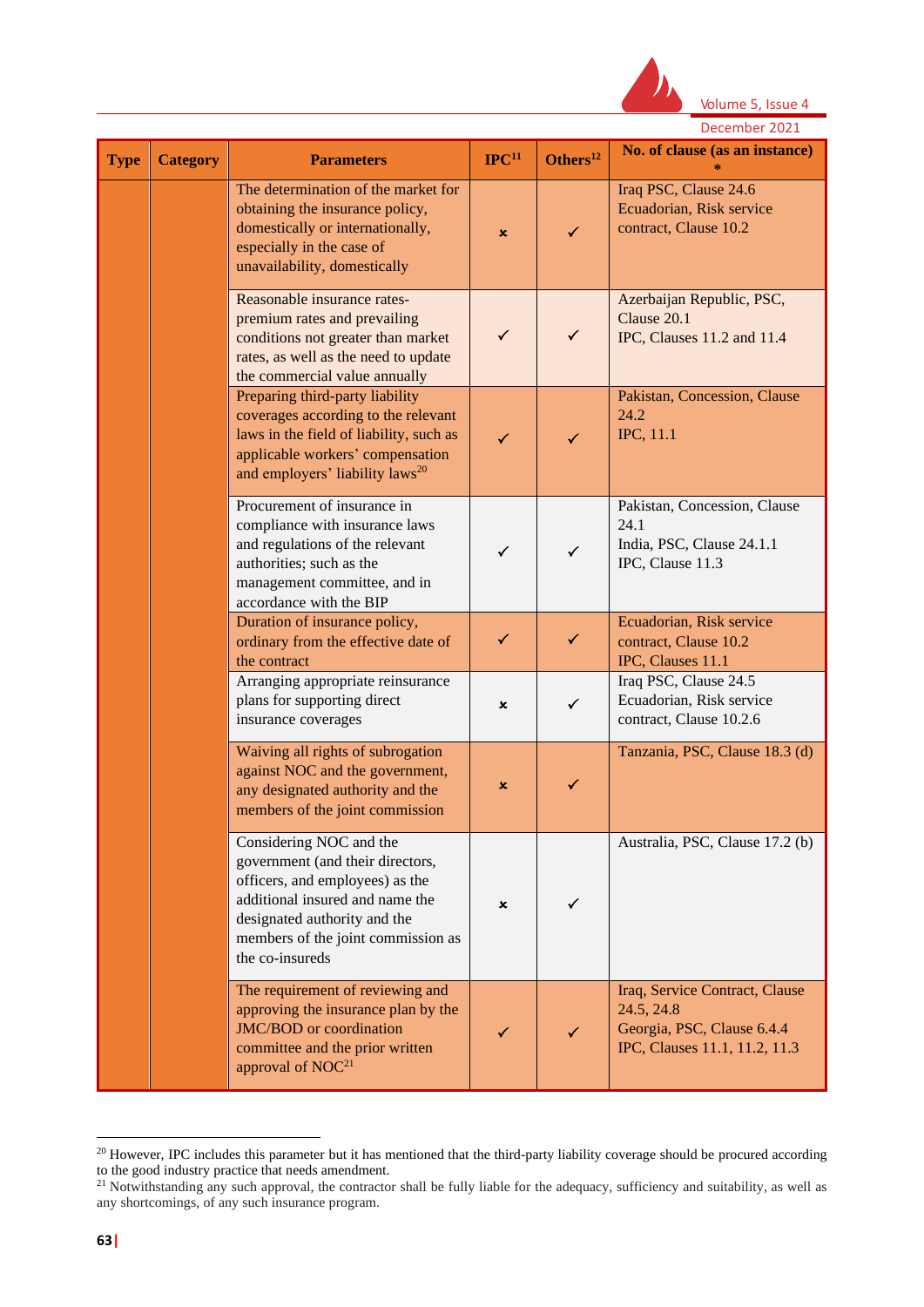| Type | Category | Parameters | IPC[11] | Others[12] | No. of clause (as an instance) * |
|---|---|---|---|---|---|
| | | The determination of the market for obtaining the insurance policy, domestically or internationally, especially in the case of unavailability, domestically | × | ✓ | Iraq PSC, Clause 24.6<br>Ecuadorian, Risk service contract, Clause 10.2 |
| | | Reasonable insurance rates-premium rates and prevailing conditions not greater than market rates, as well as the need to update the commercial value annually | ✓ | ✓ | Azerbaijan Republic, PSC, Clause 20.1<br>IPC, Clauses 11.2 and 11.4 |
| | | Preparing third-party liability coverages according to the relevant laws in the field of liability, such as applicable workers' compensation and employers' liability laws[20] | ✓ | ✓ | Pakistan, Concession, Clause 24.2<br>IPC, 11.1 |
| | | Procurement of insurance in compliance with insurance laws and regulations of the relevant authorities; such as the management committee, and in accordance with the BIP | ✓ | ✓ | Pakistan, Concession, Clause 24.1<br>India, PSC, Clause 24.1.1<br>IPC, Clause 11.3 |
| | | Duration of insurance policy, ordinary from the effective date of the contract | ✓ | ✓ | Ecuadorian, Risk service contract, Clause 10.2<br>IPC, Clauses 11.1 |
| | | Arranging appropriate reinsurance plans for supporting direct insurance coverages | × | ✓ | Iraq PSC, Clause 24.5<br>Ecuadorian, Risk service contract, Clause 10.2.6 |
| | | Waiving all rights of subrogation against NOC and the government, any designated authority and the members of the joint commission | × | ✓ | Tanzania, PSC, Clause 18.3 (d) |
| | | Considering NOC and the government (and their directors, officers, and employees) as the additional insured and name the designated authority and the members of the joint commission as the co-insureds | × | ✓ | Australia, PSC, Clause 17.2 (b) |
| | | The requirement of reviewing and approving the insurance plan by the JMC/BOD or coordination committee and the prior written approval of NOC[21] | ✓ | ✓ | Iraq, Service Contract, Clause 24.5, 24.8<br>Georgia, PSC, Clause 6.4.4<br>IPC, Clauses 11.1, 11.2, 11.3 |

[20] However, IPC includes this parameter but it has mentioned that the third-party liability coverage should be procured according to the good industry practice that needs amendment.

[21] Notwithstanding any such approval, the contractor shall be fully liable for the adequacy, sufficiency and suitability, as well as any shortcomings, of any such insurance program.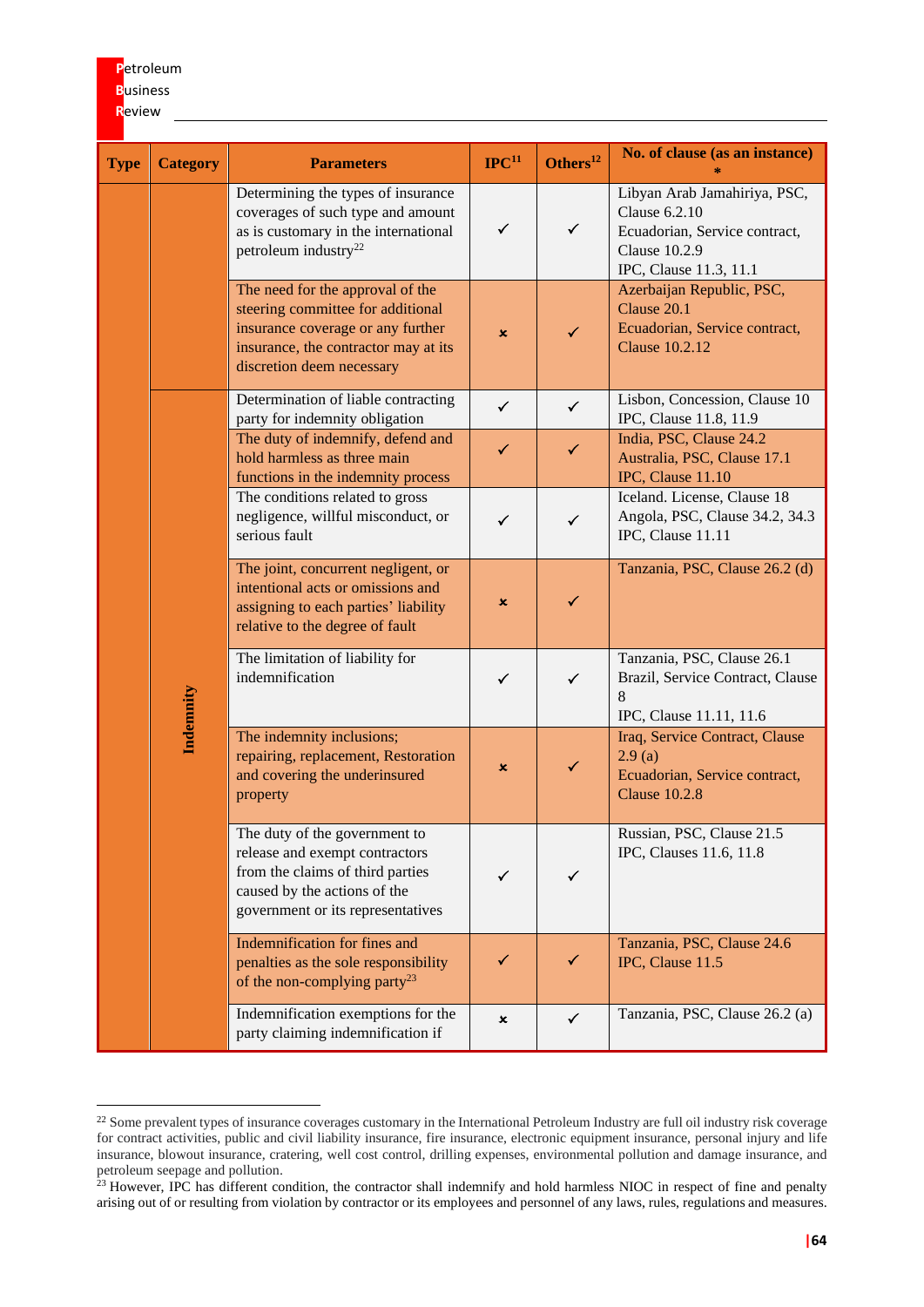| Type | Category | Parameters | IPC[11] | Others[12] | No. of clause (as an instance) * |
|---|---|---|---|---|---|
| | | Determining the types of insurance coverages of such type and amount as is customary in the international petroleum industry[22] | ✓ | ✓ | Libyan Arab Jamahiriya, PSC, Clause 6.2.10<br>Ecuadorian, Service contract, Clause 10.2.9<br>IPC, Clause 11.3, 11.1 |
| | | The need for the approval of the steering committee for additional insurance coverage or any further insurance, the contractor may at its discretion deem necessary | × | ✓ | Azerbaijan Republic, PSC, Clause 20.1<br>Ecuadorian, Service contract, Clause 10.2.12 |
| | Indemnity | Determination of liable contracting party for indemnity obligation | ✓ | ✓ | Lisbon, Concession, Clause 10<br>IPC, Clause 11.8, 11.9 |
| | | The duty of indemnify, defend and hold harmless as three main functions in the indemnity process | ✓ | ✓ | India, PSC, Clause 24.2<br>Australia, PSC, Clause 17.1<br>IPC, Clause 11.10 |
| | | The conditions related to gross negligence, willful misconduct, or serious fault | ✓ | ✓ | Iceland. License, Clause 18<br>Angola, PSC, Clause 34.2, 34.3<br>IPC, Clause 11.11 |
| | | The joint, concurrent negligent, or intentional acts or omissions and assigning to each parties' liability relative to the degree of fault | × | ✓ | Tanzania, PSC, Clause 26.2 (d) |
| | | The limitation of liability for indemnification | ✓ | ✓ | Tanzania, PSC, Clause 26.1<br>Brazil, Service Contract, Clause 8<br>IPC, Clause 11.11, 11.6 |
| | | The indemnity inclusions; repairing, replacement, Restoration and covering the underinsured property | × | ✓ | Iraq, Service Contract, Clause 2.9 (a)<br>Ecuadorian, Service contract, Clause 10.2.8 |
| | | The duty of the government to release and exempt contractors from the claims of third parties caused by the actions of the government or its representatives | ✓ | ✓ | Russian, PSC, Clause 21.5<br>IPC, Clauses 11.6, 11.8 |
| | | Indemnification for fines and penalties as the sole responsibility of the non-complying party[23] | ✓ | ✓ | Tanzania, PSC, Clause 24.6<br>IPC, Clause 11.5 |
| | | Indemnification exemptions for the party claiming indemnification if | × | ✓ | Tanzania, PSC, Clause 26.2 (a) |

[22] Some prevalent types of insurance coverages customary in the International Petroleum Industry are full oil industry risk coverage for contract activities, public and civil liability insurance, fire insurance, electronic equipment insurance, personal injury and life insurance, blowout insurance, cratering, well cost control, drilling expenses, environmental pollution and damage insurance, and petroleum seepage and pollution.

[23] However, IPC has different condition, the contractor shall indemnify and hold harmless NIOC in respect of fine and penalty arising out of or resulting from violation by contractor or its employees and personnel of any laws, rules, regulations and measures.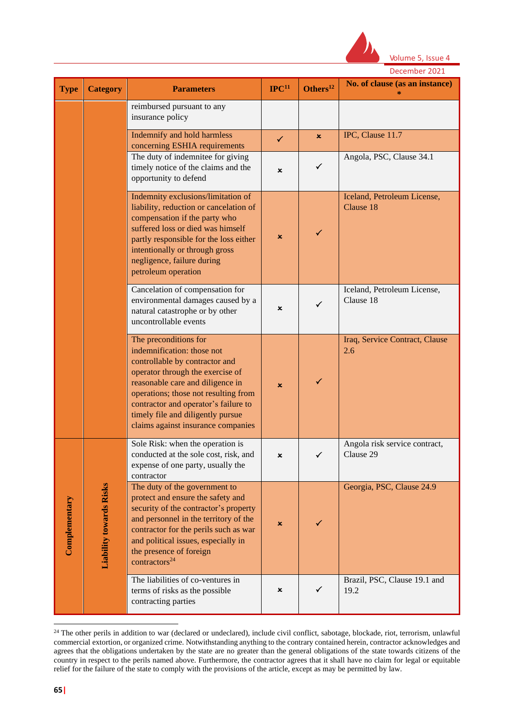| Type | Category | Parameters | IPC[11] | Others[12] | No. of clause (as an instance) * |
|---|---|---|---|---|---|
| | | reimbursed pursuant to any insurance policy | | | |
| | | Indemnify and hold harmless concerning ESHIA requirements | ✓ | × | IPC, Clause 11.7 |
| | | The duty of indemnitee for giving timely notice of the claims and the opportunity to defend | × | ✓ | Angola, PSC, Clause 34.1 |
| | | Indemnity exclusions/limitation of liability, reduction or cancelation of compensation if the party who suffered loss or died was himself partly responsible for the loss either intentionally or through gross negligence, failure during petroleum operation | × | ✓ | Iceland, Petroleum License, Clause 18 |
| | | Cancelation of compensation for environmental damages caused by a natural catastrophe or by other uncontrollable events | × | ✓ | Iceland, Petroleum License, Clause 18 |
| | | The preconditions for indemnification: those not controllable by contractor and operator through the exercise of reasonable care and diligence in operations; those not resulting from contractor and operator's failure to timely file and diligently pursue claims against insurance companies | × | ✓ | Iraq, Service Contract, Clause 2.6 |
| Complementary | Liability towards Risks | Sole Risk: when the operation is conducted at the sole cost, risk, and expense of one party, usually the contractor | × | ✓ | Angola risk service contract, Clause 29 |
| | | The duty of the government to protect and ensure the safety and security of the contractor's property and personnel in the territory of the contractor for the perils such as war and political issues, especially in the presence of foreign contractors[24] | × | ✓ | Georgia, PSC, Clause 24.9 |
| | | The liabilities of co-ventures in terms of risks as the possible contracting parties | × | ✓ | Brazil, PSC, Clause 19.1 and 19.2 |

[24] The other perils in addition to war (declared or undeclared), include civil conflict, sabotage, blockade, riot, terrorism, unlawful commercial extortion, or organized crime. Notwithstanding anything to the contrary contained herein, contractor acknowledges and agrees that the obligations undertaken by the state are no greater than the general obligations of the state towards citizens of the country in respect to the perils named above. Furthermore, the contractor agrees that it shall have no claim for legal or equitable relief for the failure of the state to comply with the provisions of the article, except as may be permitted by law.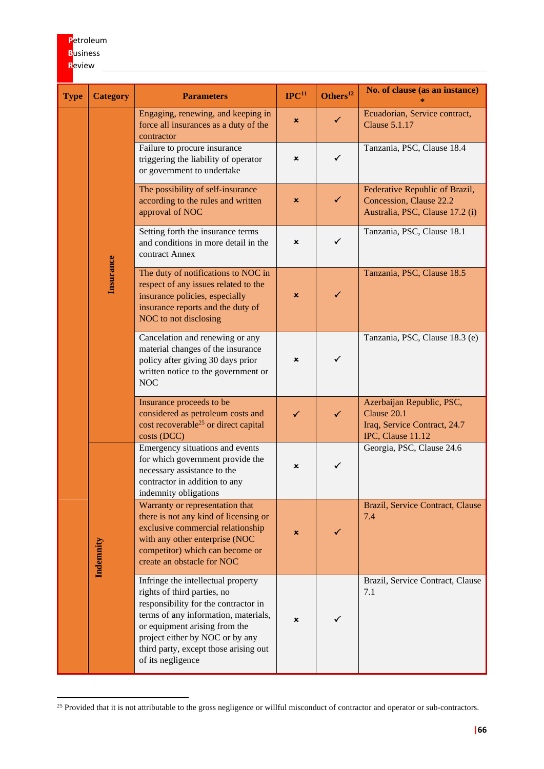| Type | Category | Parameters | IPC[11] | Others[12] | No. of clause (as an instance) * |
|---|---|---|---|---|---|
| | Insurance | Engaging, renewing, and keeping in force all insurances as a duty of the contractor | × | ✓ | Ecuadorian, Service contract, Clause 5.1.17 |
| | | Failure to procure insurance triggering the liability of operator or government to undertake | × | ✓ | Tanzania, PSC, Clause 18.4 |
| | | The possibility of self-insurance according to the rules and written approval of NOC | × | ✓ | Federative Republic of Brazil, Concession, Clause 22.2 Australia, PSC, Clause 17.2 (i) |
| | | Setting forth the insurance terms and conditions in more detail in the contract Annex | × | ✓ | Tanzania, PSC, Clause 18.1 |
| | | The duty of notifications to NOC in respect of any issues related to the insurance policies, especially insurance reports and the duty of NOC to not disclosing | × | ✓ | Tanzania, PSC, Clause 18.5 |
| | | Cancelation and renewing or any material changes of the insurance policy after giving 30 days prior written notice to the government or NOC | × | ✓ | Tanzania, PSC, Clause 18.3 (e) |
| | | Insurance proceeds to be considered as petroleum costs and cost recoverable[25] or direct capital costs (DCC) | ✓ | ✓ | Azerbaijan Republic, PSC, Clause 20.1 Iraq, Service Contract, 24.7 IPC, Clause 11.12 |
| | Indemnity | Emergency situations and events for which government provide the necessary assistance to the contractor in addition to any indemnity obligations | × | ✓ | Georgia, PSC, Clause 24.6 |
| | | Warranty or representation that there is not any kind of licensing or exclusive commercial relationship with any other enterprise (NOC competitor) which can become or create an obstacle for NOC | × | ✓ | Brazil, Service Contract, Clause 7.4 |
| | | Infringe the intellectual property rights of third parties, no responsibility for the contractor in terms of any information, materials, or equipment arising from the project either by NOC or by any third party, except those arising out of its negligence | × | ✓ | Brazil, Service Contract, Clause 7.1 |

[25] Provided that it is not attributable to the gross negligence or willful misconduct of contractor and operator or sub-contractors.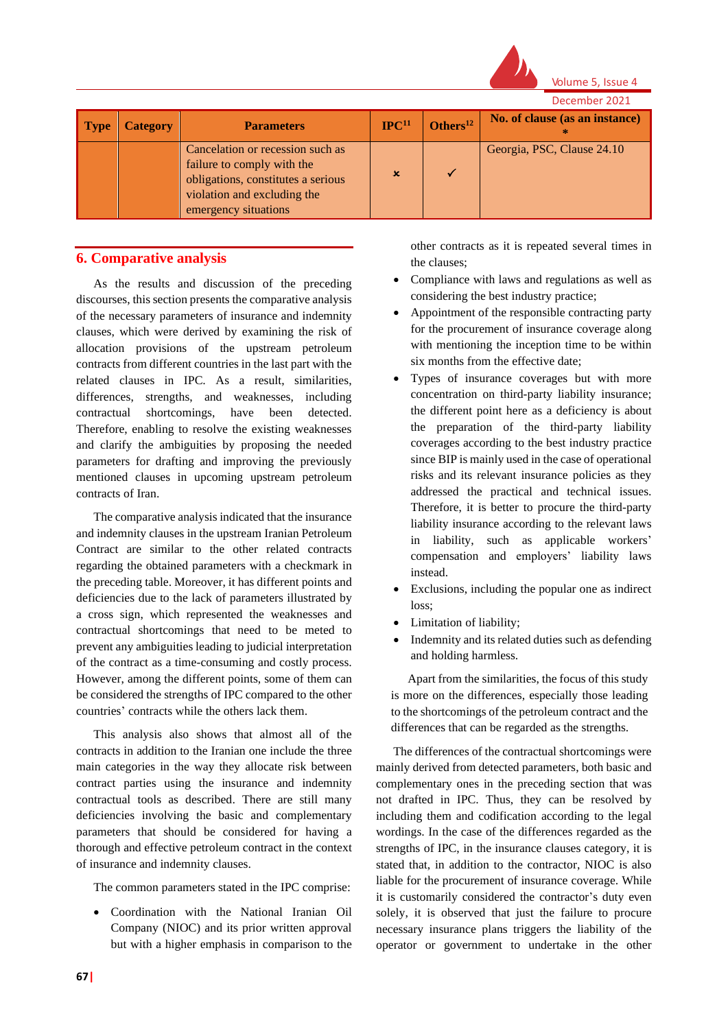| Type | Category | Parameters | IPC[11] | Others[12] | No. of clause (as an instance) * |
|---|---|---|---|---|---|
| | | Cancelation or recession such as failure to comply with the obligations, constitutes a serious violation and excluding the emergency situations | × | ✓ | Georgia, PSC, Clause 24.10 |

## 6. Comparative analysis

As the results and discussion of the preceding discourses, this section presents the comparative analysis of the necessary parameters of insurance and indemnity clauses, which were derived by examining the risk of allocation provisions of the upstream petroleum contracts from different countries in the last part with the related clauses in IPC. As a result, similarities, differences, strengths, and weaknesses, including contractual shortcomings, have been detected. Therefore, enabling to resolve the existing weaknesses and clarify the ambiguities by proposing the needed parameters for drafting and improving the previously mentioned clauses in upcoming upstream petroleum contracts of Iran.

The comparative analysis indicated that the insurance and indemnity clauses in the upstream Iranian Petroleum Contract are similar to the other related contracts regarding the obtained parameters with a checkmark in the preceding table. Moreover, it has different points and deficiencies due to the lack of parameters illustrated by a cross sign, which represented the weaknesses and contractual shortcomings that need to be meted to prevent any ambiguities leading to judicial interpretation of the contract as a time-consuming and costly process. However, among the different points, some of them can be considered the strengths of IPC compared to the other countries' contracts while the others lack them.

This analysis also shows that almost all of the contracts in addition to the Iranian one include the three main categories in the way they allocate risk between contract parties using the insurance and indemnity contractual tools as described. There are still many deficiencies involving the basic and complementary parameters that should be considered for having a thorough and effective petroleum contract in the context of insurance and indemnity clauses.

The common parameters stated in the IPC comprise:

- Coordination with the National Iranian Oil Company (NIOC) and its prior written approval but with a higher emphasis in comparison to the other contracts as it is repeated several times in the clauses;
- Compliance with laws and regulations as well as considering the best industry practice;
- Appointment of the responsible contracting party for the procurement of insurance coverage along with mentioning the inception time to be within six months from the effective date;
- Types of insurance coverages but with more concentration on third-party liability insurance; the different point here as a deficiency is about the preparation of the third-party liability coverages according to the best industry practice since BIP is mainly used in the case of operational risks and its relevant insurance policies as they addressed the practical and technical issues. Therefore, it is better to procure the third-party liability insurance according to the relevant laws in liability, such as applicable workers' compensation and employers' liability laws instead.
- Exclusions, including the popular one as indirect loss;
- Limitation of liability;
- Indemnity and its related duties such as defending and holding harmless.

Apart from the similarities, the focus of this study is more on the differences, especially those leading to the shortcomings of the petroleum contract and the differences that can be regarded as the strengths.

The differences of the contractual shortcomings were mainly derived from detected parameters, both basic and complementary ones in the preceding section that was not drafted in IPC. Thus, they can be resolved by including them and codification according to the legal wordings. In the case of the differences regarded as the strengths of IPC, in the insurance clauses category, it is stated that, in addition to the contractor, NIOC is also liable for the procurement of insurance coverage. While it is customarily considered the contractor's duty even solely, it is observed that just the failure to procure necessary insurance plans triggers the liability of the operator or government to undertake in the other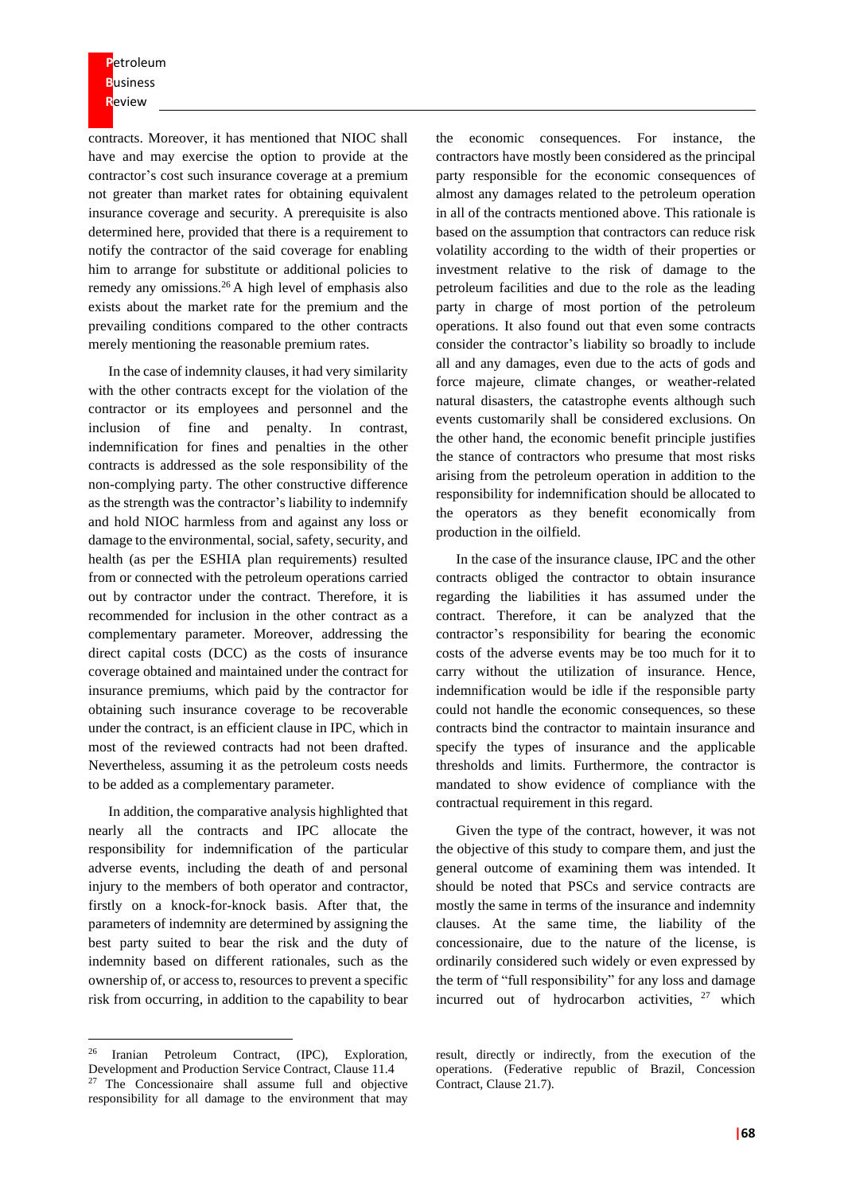contracts. Moreover, it has mentioned that NIOC shall have and may exercise the option to provide at the contractor's cost such insurance coverage at a premium not greater than market rates for obtaining equivalent insurance coverage and security. A prerequisite is also determined here, provided that there is a requirement to notify the contractor of the said coverage for enabling him to arrange for substitute or additional policies to remedy any omissions.[26] A high level of emphasis also exists about the market rate for the premium and the prevailing conditions compared to the other contracts merely mentioning the reasonable premium rates.

In the case of indemnity clauses, it had very similarity with the other contracts except for the violation of the contractor or its employees and personnel and the inclusion of fine and penalty. In contrast, indemnification for fines and penalties in the other contracts is addressed as the sole responsibility of the non-complying party. The other constructive difference as the strength was the contractor's liability to indemnify and hold NIOC harmless from and against any loss or damage to the environmental, social, safety, security, and health (as per the ESHIA plan requirements) resulted from or connected with the petroleum operations carried out by contractor under the contract. Therefore, it is recommended for inclusion in the other contract as a complementary parameter. Moreover, addressing the direct capital costs (DCC) as the costs of insurance coverage obtained and maintained under the contract for insurance premiums, which paid by the contractor for obtaining such insurance coverage to be recoverable under the contract, is an efficient clause in IPC, which in most of the reviewed contracts had not been drafted. Nevertheless, assuming it as the petroleum costs needs to be added as a complementary parameter.

In addition, the comparative analysis highlighted that nearly all the contracts and IPC allocate the responsibility for indemnification of the particular adverse events, including the death of and personal injury to the members of both operator and contractor, firstly on a knock-for-knock basis. After that, the parameters of indemnity are determined by assigning the best party suited to bear the risk and the duty of indemnity based on different rationales, such as the ownership of, or access to, resources to prevent a specific risk from occurring, in addition to the capability to bear the economic consequences. For instance, the contractors have mostly been considered as the principal party responsible for the economic consequences of almost any damages related to the petroleum operation in all of the contracts mentioned above. This rationale is based on the assumption that contractors can reduce risk volatility according to the width of their properties or investment relative to the risk of damage to the petroleum facilities and due to the role as the leading party in charge of most portion of the petroleum operations. It also found out that even some contracts consider the contractor's liability so broadly to include all and any damages, even due to the acts of gods and force majeure, climate changes, or weather-related natural disasters, the catastrophe events although such events customarily shall be considered exclusions. On the other hand, the economic benefit principle justifies the stance of contractors who presume that most risks arising from the petroleum operation in addition to the responsibility for indemnification should be allocated to the operators as they benefit economically from production in the oilfield.

In the case of the insurance clause, IPC and the other contracts obliged the contractor to obtain insurance regarding the liabilities it has assumed under the contract. Therefore, it can be analyzed that the contractor's responsibility for bearing the economic costs of the adverse events may be too much for it to carry without the utilization of insurance. Hence, indemnification would be idle if the responsible party could not handle the economic consequences, so these contracts bind the contractor to maintain insurance and specify the types of insurance and the applicable thresholds and limits. Furthermore, the contractor is mandated to show evidence of compliance with the contractual requirement in this regard.

Given the type of the contract, however, it was not the objective of this study to compare them, and just the general outcome of examining them was intended. It should be noted that PSCs and service contracts are mostly the same in terms of the insurance and indemnity clauses. At the same time, the liability of the concessionaire, due to the nature of the license, is ordinarily considered such widely or even expressed by the term of "full responsibility" for any loss and damage incurred out of hydrocarbon activities,[27] which

---

[26] Iranian Petroleum Contract, (IPC), Exploration, Development and Production Service Contract, Clause 11.4

[27] The Concessionaire shall assume full and objective responsibility for all damage to the environment that may result, directly or indirectly, from the execution of the operations. (Federative republic of Brazil, Concession Contract, Clause 21.7).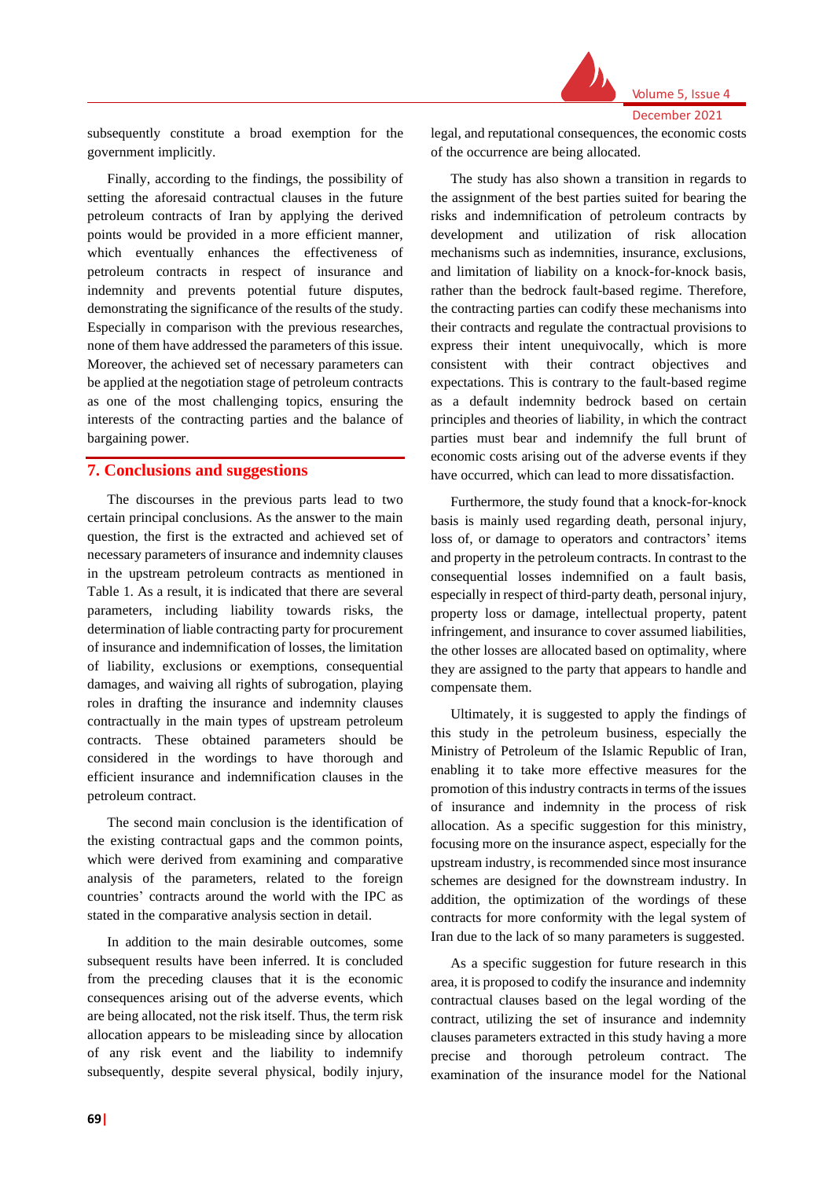subsequently constitute a broad exemption for the government implicitly.

Finally, according to the findings, the possibility of setting the aforesaid contractual clauses in the future petroleum contracts of Iran by applying the derived points would be provided in a more efficient manner, which eventually enhances the effectiveness of petroleum contracts in respect of insurance and indemnity and prevents potential future disputes, demonstrating the significance of the results of the study. Especially in comparison with the previous researches, none of them have addressed the parameters of this issue. Moreover, the achieved set of necessary parameters can be applied at the negotiation stage of petroleum contracts as one of the most challenging topics, ensuring the interests of the contracting parties and the balance of bargaining power.

## 7. Conclusions and suggestions

The discourses in the previous parts lead to two certain principal conclusions. As the answer to the main question, the first is the extracted and achieved set of necessary parameters of insurance and indemnity clauses in the upstream petroleum contracts as mentioned in Table 1. As a result, it is indicated that there are several parameters, including liability towards risks, the determination of liable contracting party for procurement of insurance and indemnification of losses, the limitation of liability, exclusions or exemptions, consequential damages, and waiving all rights of subrogation, playing roles in drafting the insurance and indemnity clauses contractually in the main types of upstream petroleum contracts. These obtained parameters should be considered in the wordings to have thorough and efficient insurance and indemnification clauses in the petroleum contract.

The second main conclusion is the identification of the existing contractual gaps and the common points, which were derived from examining and comparative analysis of the parameters, related to the foreign countries' contracts around the world with the IPC as stated in the comparative analysis section in detail.

In addition to the main desirable outcomes, some subsequent results have been inferred. It is concluded from the preceding clauses that it is the economic consequences arising out of the adverse events, which are being allocated, not the risk itself. Thus, the term risk allocation appears to be misleading since by allocation of any risk event and the liability to indemnify subsequently, despite several physical, bodily injury, legal, and reputational consequences, the economic costs of the occurrence are being allocated.

The study has also shown a transition in regards to the assignment of the best parties suited for bearing the risks and indemnification of petroleum contracts by development and utilization of risk allocation mechanisms such as indemnities, insurance, exclusions, and limitation of liability on a knock-for-knock basis, rather than the bedrock fault-based regime. Therefore, the contracting parties can codify these mechanisms into their contracts and regulate the contractual provisions to express their intent unequivocally, which is more consistent with their contract objectives and expectations. This is contrary to the fault-based regime as a default indemnity bedrock based on certain principles and theories of liability, in which the contract parties must bear and indemnify the full brunt of economic costs arising out of the adverse events if they have occurred, which can lead to more dissatisfaction.

Furthermore, the study found that a knock-for-knock basis is mainly used regarding death, personal injury, loss of, or damage to operators and contractors' items and property in the petroleum contracts. In contrast to the consequential losses indemnified on a fault basis, especially in respect of third-party death, personal injury, property loss or damage, intellectual property, patent infringement, and insurance to cover assumed liabilities, the other losses are allocated based on optimality, where they are assigned to the party that appears to handle and compensate them.

Ultimately, it is suggested to apply the findings of this study in the petroleum business, especially the Ministry of Petroleum of the Islamic Republic of Iran, enabling it to take more effective measures for the promotion of this industry contracts in terms of the issues of insurance and indemnity in the process of risk allocation. As a specific suggestion for this ministry, focusing more on the insurance aspect, especially for the upstream industry, is recommended since most insurance schemes are designed for the downstream industry. In addition, the optimization of the wordings of these contracts for more conformity with the legal system of Iran due to the lack of so many parameters is suggested.

As a specific suggestion for future research in this area, it is proposed to codify the insurance and indemnity contractual clauses based on the legal wording of the contract, utilizing the set of insurance and indemnity clauses parameters extracted in this study having a more precise and thorough petroleum contract. The examination of the insurance model for the National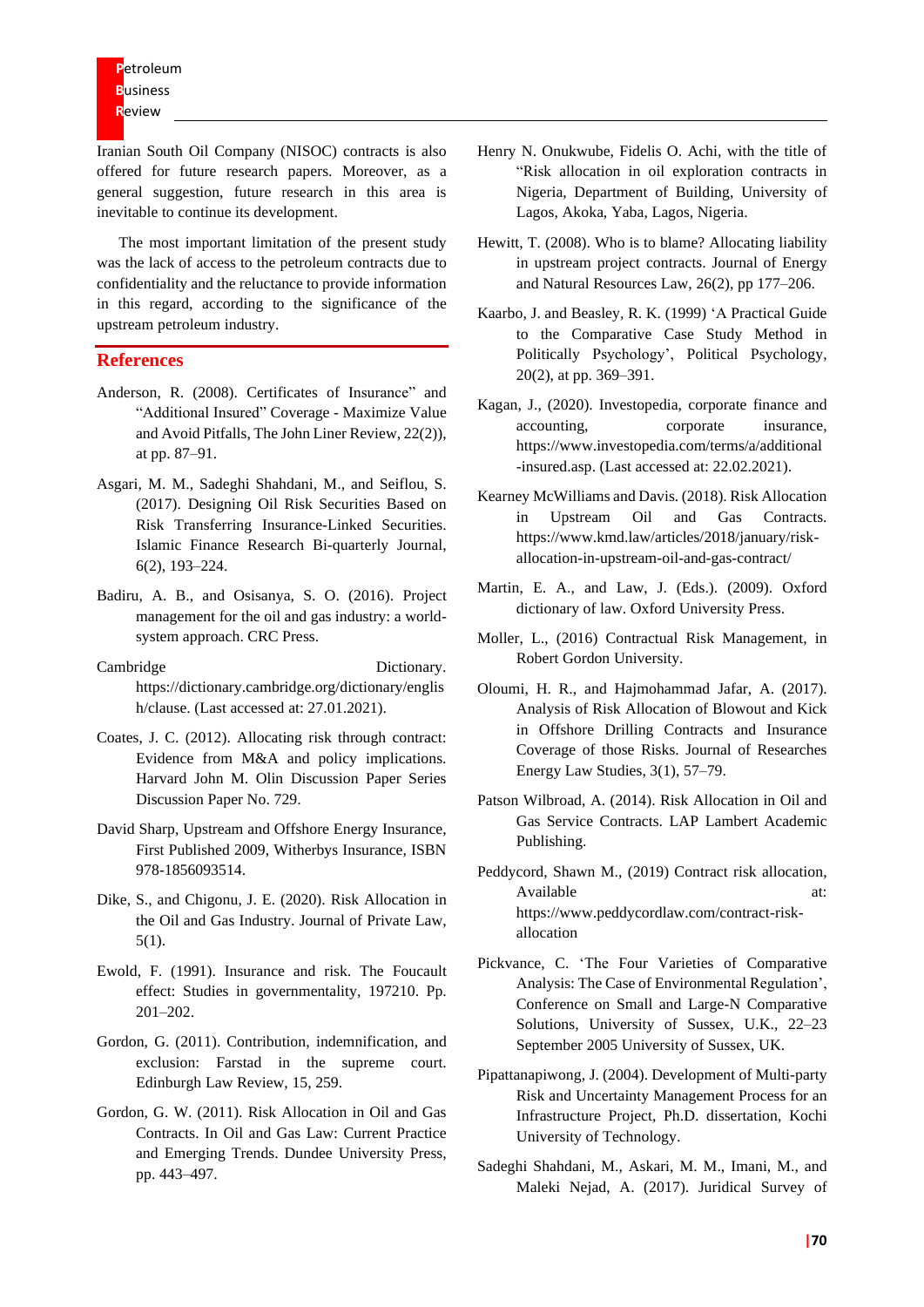Iranian South Oil Company (NISOC) contracts is also offered for future research papers. Moreover, as a general suggestion, future research in this area is inevitable to continue its development.

The most important limitation of the present study was the lack of access to the petroleum contracts due to confidentiality and the reluctance to provide information in this regard, according to the significance of the upstream petroleum industry.

## References

Anderson, R. (2008). Certificates of Insurance" and "Additional Insured" Coverage - Maximize Value and Avoid Pitfalls, The John Liner Review, 22(2)), at pp. 87–91.

Asgari, M. M., Sadeghi Shahdani, M., and Seiflou, S. (2017). Designing Oil Risk Securities Based on Risk Transferring Insurance-Linked Securities. Islamic Finance Research Bi-quarterly Journal, 6(2), 193–224.

Badiru, A. B., and Osisanya, S. O. (2016). Project management for the oil and gas industry: a world-system approach. CRC Press.

Cambridge Dictionary. https://dictionary.cambridge.org/dictionary/english/clause. (Last accessed at: 27.01.2021).

Coates, J. C. (2012). Allocating risk through contract: Evidence from M&A and policy implications. Harvard John M. Olin Discussion Paper Series Discussion Paper No. 729.

David Sharp, Upstream and Offshore Energy Insurance, First Published 2009, Witherbys Insurance, ISBN 978-1856093514.

Dike, S., and Chigonu, J. E. (2020). Risk Allocation in the Oil and Gas Industry. Journal of Private Law, 5(1).

Ewold, F. (1991). Insurance and risk. The Foucault effect: Studies in governmentality, 197210. Pp. 201–202.

Gordon, G. (2011). Contribution, indemnification, and exclusion: Farstad in the supreme court. Edinburgh Law Review, 15, 259.

Gordon, G. W. (2011). Risk Allocation in Oil and Gas Contracts. In Oil and Gas Law: Current Practice and Emerging Trends. Dundee University Press, pp. 443–497.

Henry N. Onukwube, Fidelis O. Achi, with the title of "Risk allocation in oil exploration contracts in Nigeria, Department of Building, University of Lagos, Akoka, Yaba, Lagos, Nigeria.

Hewitt, T. (2008). Who is to blame? Allocating liability in upstream project contracts. Journal of Energy and Natural Resources Law, 26(2), pp 177–206.

Kaarbo, J. and Beasley, R. K. (1999) 'A Practical Guide to the Comparative Case Study Method in Politically Psychology', Political Psychology, 20(2), at pp. 369–391.

Kagan, J., (2020). Investopedia, corporate finance and accounting, corporate insurance, https://www.investopedia.com/terms/a/additional-insured.asp. (Last accessed at: 22.02.2021).

Kearney McWilliams and Davis. (2018). Risk Allocation in Upstream Oil and Gas Contracts. https://www.kmd.law/articles/2018/january/risk-allocation-in-upstream-oil-and-gas-contract/

Martin, E. A., and Law, J. (Eds.). (2009). Oxford dictionary of law. Oxford University Press.

Moller, L., (2016) Contractual Risk Management, in Robert Gordon University.

Oloumi, H. R., and Hajmohammad Jafar, A. (2017). Analysis of Risk Allocation of Blowout and Kick in Offshore Drilling Contracts and Insurance Coverage of those Risks. Journal of Researches Energy Law Studies, 3(1), 57–79.

Patson Wilbroad, A. (2014). Risk Allocation in Oil and Gas Service Contracts. LAP Lambert Academic Publishing.

Peddycord, Shawn M., (2019) Contract risk allocation, Available at: https://www.peddycordlaw.com/contract-risk-allocation

Pickvance, C. 'The Four Varieties of Comparative Analysis: The Case of Environmental Regulation', Conference on Small and Large-N Comparative Solutions, University of Sussex, U.K., 22–23 September 2005 University of Sussex, UK.

Pipattanapiwong, J. (2004). Development of Multi-party Risk and Uncertainty Management Process for an Infrastructure Project, Ph.D. dissertation, Kochi University of Technology.

Sadeghi Shahdani, M., Askari, M. M., Imani, M., and Maleki Nejad, A. (2017). Juridical Survey of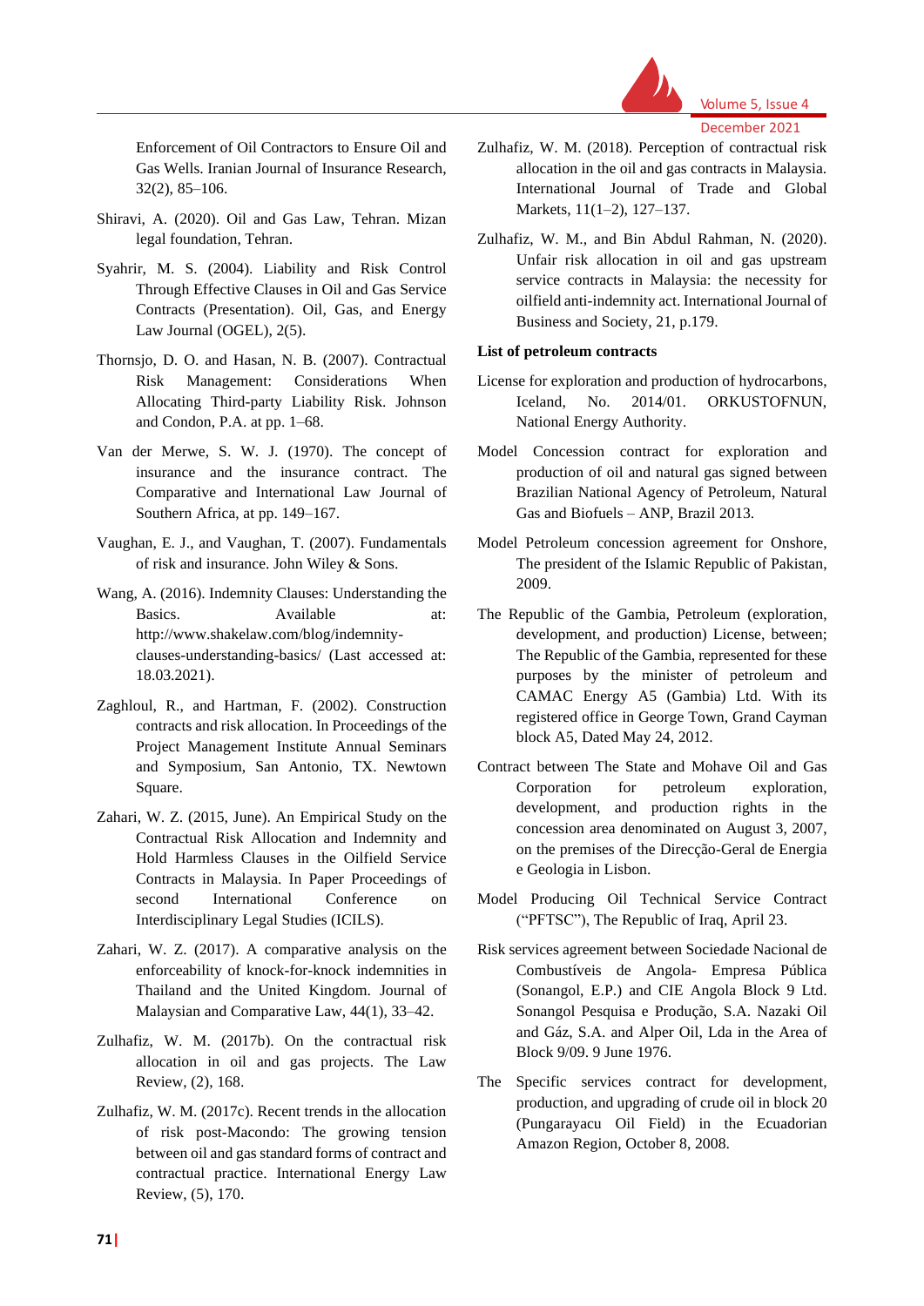Enforcement of Oil Contractors to Ensure Oil and Gas Wells. Iranian Journal of Insurance Research, 32(2), 85–106.

Shiravi, A. (2020). Oil and Gas Law, Tehran. Mizan legal foundation, Tehran.

Syahrir, M. S. (2004). Liability and Risk Control Through Effective Clauses in Oil and Gas Service Contracts (Presentation). Oil, Gas, and Energy Law Journal (OGEL), 2(5).

Thornsjo, D. O. and Hasan, N. B. (2007). Contractual Risk Management: Considerations When Allocating Third-party Liability Risk. Johnson and Condon, P.A. at pp. 1–68.

Van der Merwe, S. W. J. (1970). The concept of insurance and the insurance contract. The Comparative and International Law Journal of Southern Africa, at pp. 149–167.

Vaughan, E. J., and Vaughan, T. (2007). Fundamentals of risk and insurance. John Wiley & Sons.

Wang, A. (2016). Indemnity Clauses: Understanding the Basics. Available at: http://www.shakelaw.com/blog/indemnity-clauses-understanding-basics/ (Last accessed at: 18.03.2021).

Zaghloul, R., and Hartman, F. (2002). Construction contracts and risk allocation. In Proceedings of the Project Management Institute Annual Seminars and Symposium, San Antonio, TX. Newtown Square.

Zahari, W. Z. (2015, June). An Empirical Study on the Contractual Risk Allocation and Indemnity and Hold Harmless Clauses in the Oilfield Service Contracts in Malaysia. In Paper Proceedings of second International Conference on Interdisciplinary Legal Studies (ICILS).

Zahari, W. Z. (2017). A comparative analysis on the enforceability of knock-for-knock indemnities in Thailand and the United Kingdom. Journal of Malaysian and Comparative Law, 44(1), 33–42.

Zulhafiz, W. M. (2017b). On the contractual risk allocation in oil and gas projects. The Law Review, (2), 168.

Zulhafiz, W. M. (2017c). Recent trends in the allocation of risk post-Macondo: The growing tension between oil and gas standard forms of contract and contractual practice. International Energy Law Review, (5), 170.

Zulhafiz, W. M. (2018). Perception of contractual risk allocation in the oil and gas contracts in Malaysia. International Journal of Trade and Global Markets, 11(1–2), 127–137.

Zulhafiz, W. M., and Bin Abdul Rahman, N. (2020). Unfair risk allocation in oil and gas upstream service contracts in Malaysia: the necessity for oilfield anti-indemnity act. International Journal of Business and Society, 21, p.179.

**List of petroleum contracts**

License for exploration and production of hydrocarbons, Iceland, No. 2014/01. ORKUSTOFNUN, National Energy Authority.

Model Concession contract for exploration and production of oil and natural gas signed between Brazilian National Agency of Petroleum, Natural Gas and Biofuels – ANP, Brazil 2013.

Model Petroleum concession agreement for Onshore, The president of the Islamic Republic of Pakistan, 2009.

The Republic of the Gambia, Petroleum (exploration, development, and production) License, between; The Republic of the Gambia, represented for these purposes by the minister of petroleum and CAMAC Energy A5 (Gambia) Ltd. With its registered office in George Town, Grand Cayman block A5, Dated May 24, 2012.

Contract between The State and Mohave Oil and Gas Corporation for petroleum exploration, development, and production rights in the concession area denominated on August 3, 2007, on the premises of the Direcção-Geral de Energia e Geologia in Lisbon.

Model Producing Oil Technical Service Contract ("PFTSC"), The Republic of Iraq, April 23.

Risk services agreement between Sociedade Nacional de Combustíveis de Angola- Empresa Pública (Sonangol, E.P.) and CIE Angola Block 9 Ltd. Sonangol Pesquisa e Produção, S.A. Nazaki Oil and Gáz, S.A. and Alper Oil, Lda in the Area of Block 9/09. 9 June 1976.

The Specific services contract for development, production, and upgrading of crude oil in block 20 (Pungarayacu Oil Field) in the Ecuadorian Amazon Region, October 8, 2008.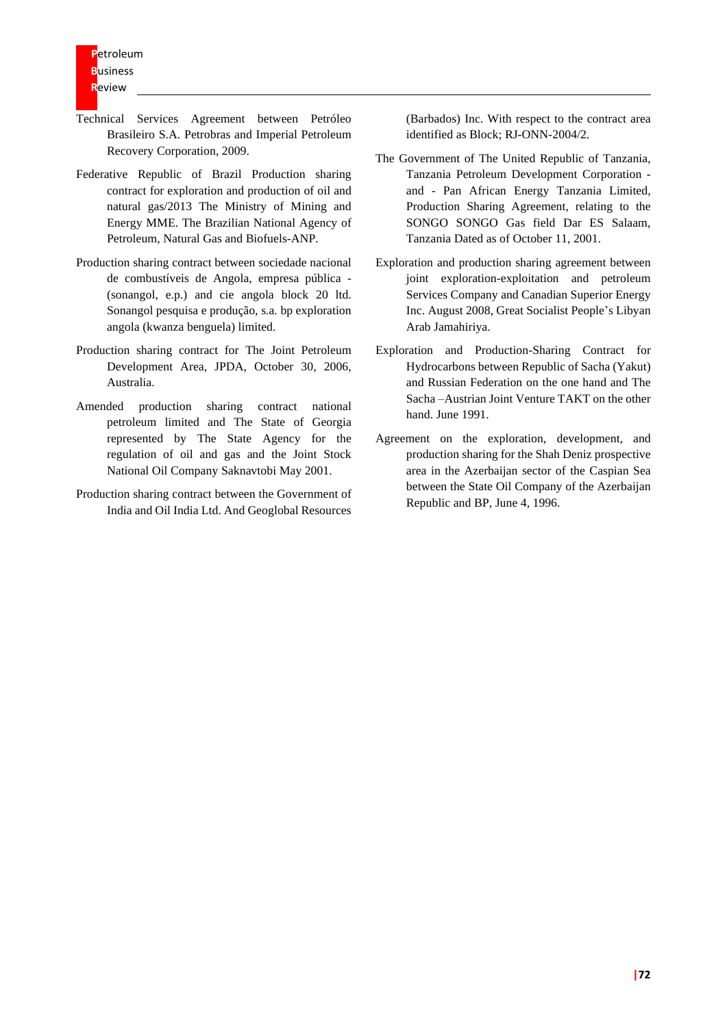Technical Services Agreement between Petróleo Brasileiro S.A. Petrobras and Imperial Petroleum Recovery Corporation, 2009.

Federative Republic of Brazil Production sharing contract for exploration and production of oil and natural gas/2013 The Ministry of Mining and Energy MME. The Brazilian National Agency of Petroleum, Natural Gas and Biofuels-ANP.

Production sharing contract between sociedade nacional de combustíveis de Angola, empresa pública - (sonangol, e.p.) and cie angola block 20 ltd. Sonangol pesquisa e produção, s.a. bp exploration angola (kwanza benguela) limited.

Production sharing contract for The Joint Petroleum Development Area, JPDA, October 30, 2006, Australia.

Amended production sharing contract national petroleum limited and The State of Georgia represented by The State Agency for the regulation of oil and gas and the Joint Stock National Oil Company Saknavtobi May 2001.

Production sharing contract between the Government of India and Oil India Ltd. And Geoglobal Resources (Barbados) Inc. With respect to the contract area identified as Block; RJ-ONN-2004/2.

The Government of The United Republic of Tanzania, Tanzania Petroleum Development Corporation - and - Pan African Energy Tanzania Limited, Production Sharing Agreement, relating to the SONGO SONGO Gas field Dar ES Salaam, Tanzania Dated as of October 11, 2001.

Exploration and production sharing agreement between joint exploration-exploitation and petroleum Services Company and Canadian Superior Energy Inc. August 2008, Great Socialist People's Libyan Arab Jamahiriya.

Exploration and Production-Sharing Contract for Hydrocarbons between Republic of Sacha (Yakut) and Russian Federation on the one hand and The Sacha –Austrian Joint Venture TAKT on the other hand. June 1991.

Agreement on the exploration, development, and production sharing for the Shah Deniz prospective area in the Azerbaijan sector of the Caspian Sea between the State Oil Company of the Azerbaijan Republic and BP, June 4, 1996.